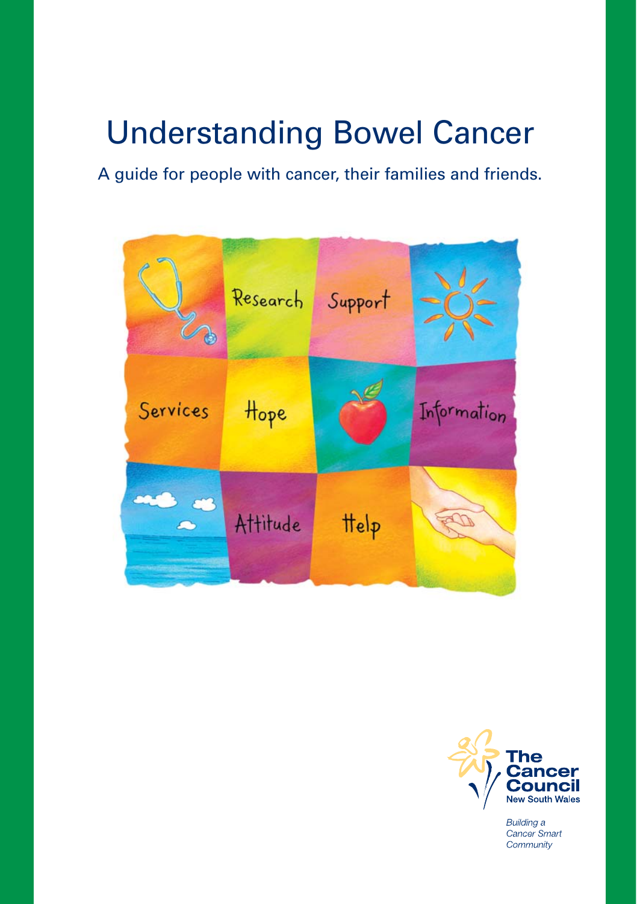# Understanding Bowel Cancer

A guide for people with cancer, their families and friends.

Research Support

Services Hope Information

Attitude Help

The Cancer Council New South Wales

*Building a Cancer Smart Community*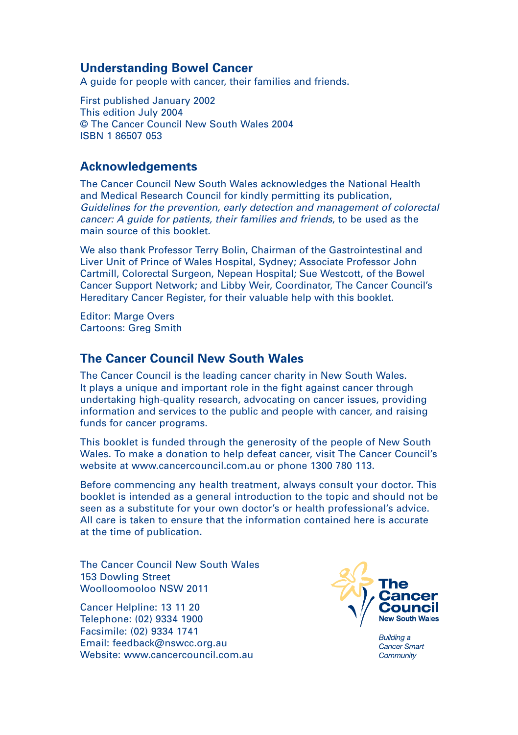## Understanding Bowel Cancer

A guide for people with cancer, their families and friends.

First published January 2002
This edition July 2004
© The Cancer Council New South Wales 2004
ISBN 1 86507 053

## Acknowledgements

The Cancer Council New South Wales acknowledges the National Health and Medical Research Council for kindly permitting its publication, *Guidelines for the prevention, early detection and management of colorectal cancer: A guide for patients, their families and friends*, to be used as the main source of this booklet.

We also thank Professor Terry Bolin, Chairman of the Gastrointestinal and Liver Unit of Prince of Wales Hospital, Sydney; Associate Professor John Cartmill, Colorectal Surgeon, Nepean Hospital; Sue Westcott, of the Bowel Cancer Support Network; and Libby Weir, Coordinator, The Cancer Council's Hereditary Cancer Register, for their valuable help with this booklet.

Editor: Marge Overs
Cartoons: Greg Smith

## The Cancer Council New South Wales

The Cancer Council is the leading cancer charity in New South Wales. It plays a unique and important role in the fight against cancer through undertaking high-quality research, advocating on cancer issues, providing information and services to the public and people with cancer, and raising funds for cancer programs.

This booklet is funded through the generosity of the people of New South Wales. To make a donation to help defeat cancer, visit The Cancer Council's website at www.cancercouncil.com.au or phone 1300 780 113.

Before commencing any health treatment, always consult your doctor. This booklet is intended as a general introduction to the topic and should not be seen as a substitute for your own doctor's or health professional's advice. All care is taken to ensure that the information contained here is accurate at the time of publication.

The Cancer Council New South Wales
153 Dowling Street
Woolloomooloo NSW 2011

Cancer Helpline: 13 11 20
Telephone: (02) 9334 1900
Facsimile: (02) 9334 1741
Email: feedback@nswcc.org.au
Website: www.cancercouncil.com.au

The Cancer Council New South Wales

*Building a Cancer Smart Community*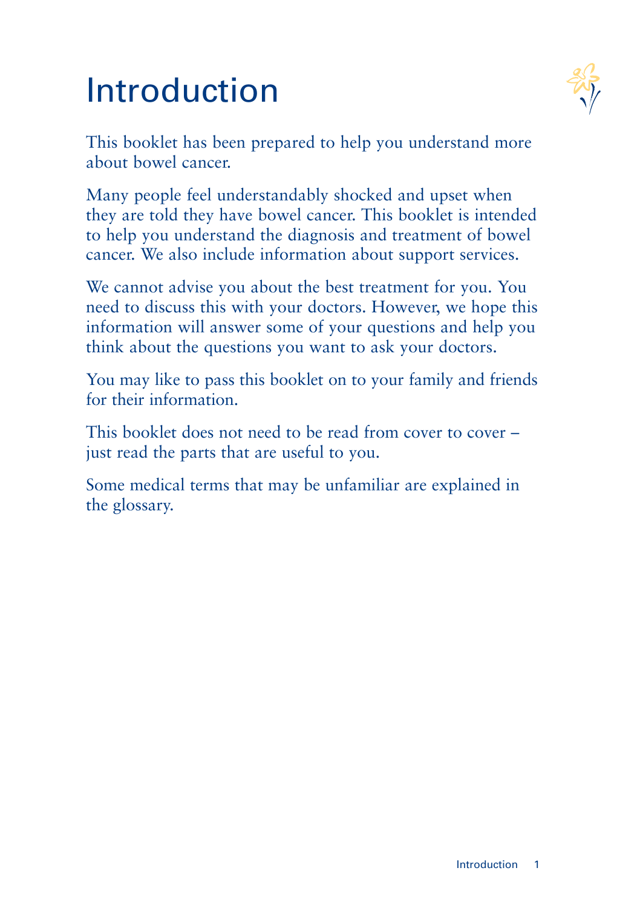# Introduction

This booklet has been prepared to help you understand more about bowel cancer.

Many people feel understandably shocked and upset when they are told they have bowel cancer. This booklet is intended to help you understand the diagnosis and treatment of bowel cancer. We also include information about support services.

We cannot advise you about the best treatment for you. You need to discuss this with your doctors. However, we hope this information will answer some of your questions and help you think about the questions you want to ask your doctors.

You may like to pass this booklet on to your family and friends for their information.

This booklet does not need to be read from cover to cover – just read the parts that are useful to you.

Some medical terms that may be unfamiliar are explained in the glossary.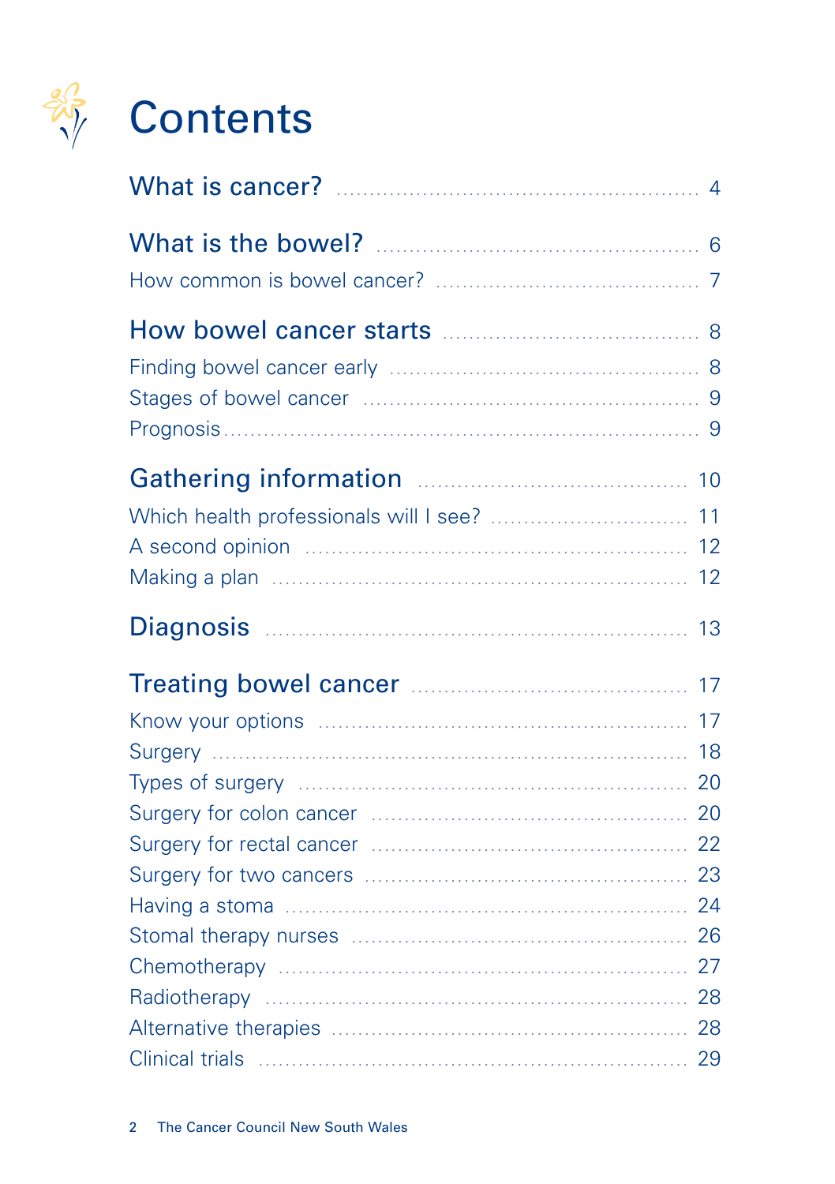# Contents

| | |
|---|---|
| **What is cancer?** | 4 |
| **What is the bowel?** | 6 |
| How common is bowel cancer? | 7 |
| **How bowel cancer starts** | 8 |
| Finding bowel cancer early | 8 |
| Stages of bowel cancer | 9 |
| Prognosis | 9 |
| **Gathering information** | 10 |
| Which health professionals will I see? | 11 |
| A second opinion | 12 |
| Making a plan | 12 |
| **Diagnosis** | 13 |
| **Treating bowel cancer** | 17 |
| Know your options | 17 |
| Surgery | 18 |
| Types of surgery | 20 |
| Surgery for colon cancer | 20 |
| Surgery for rectal cancer | 22 |
| Surgery for two cancers | 23 |
| Having a stoma | 24 |
| Stomal therapy nurses | 26 |
| Chemotherapy | 27 |
| Radiotherapy | 28 |
| Alternative therapies | 28 |
| Clinical trials | 29 |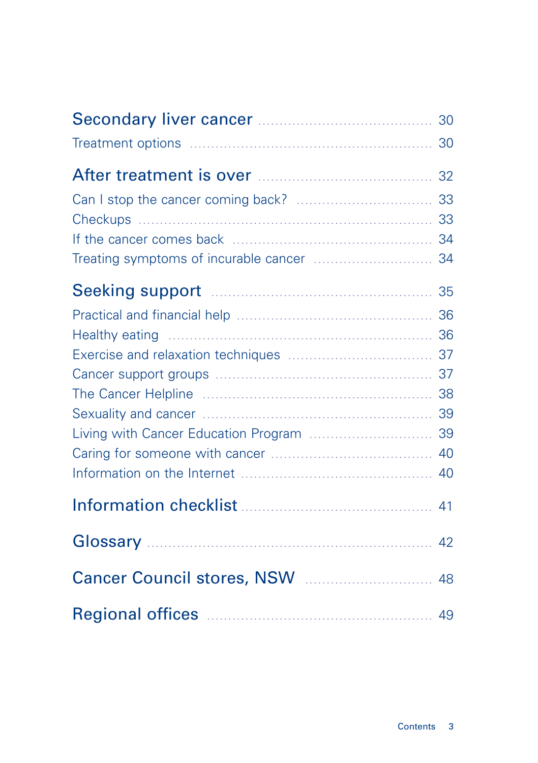Secondary liver cancer ........ 30

Treatment options ........ 30

After treatment is over ........ 32

Can I stop the cancer coming back? ........ 33

Checkups ........ 33

If the cancer comes back ........ 34

Treating symptoms of incurable cancer ........ 34

Seeking support ........ 35

Practical and financial help ........ 36

Healthy eating ........ 36

Exercise and relaxation techniques ........ 37

Cancer support groups ........ 37

The Cancer Helpline ........ 38

Sexuality and cancer ........ 39

Living with Cancer Education Program ........ 39

Caring for someone with cancer ........ 40

Information on the Internet ........ 40

Information checklist ........ 41

Glossary ........ 42

Cancer Council stores, NSW ........ 48

Regional offices ........ 49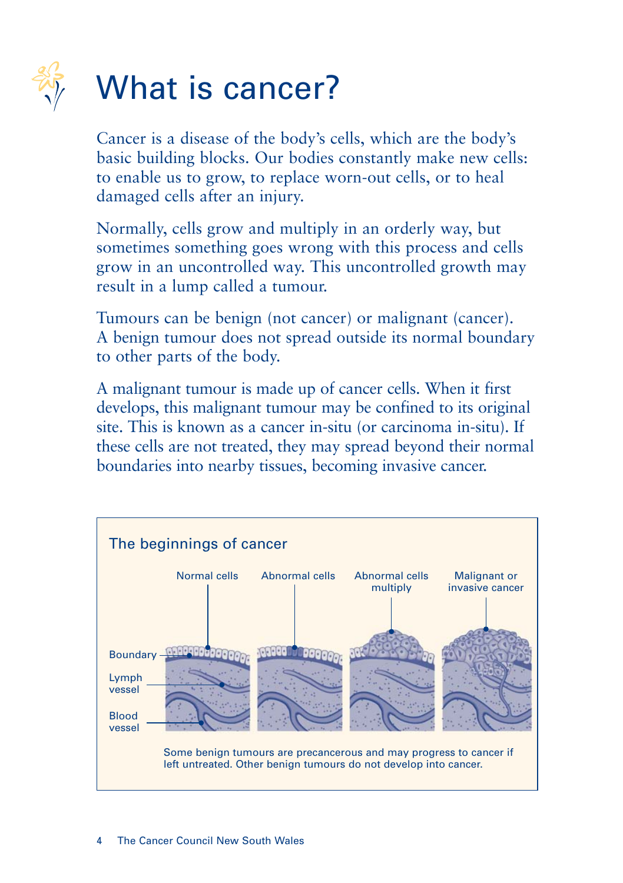# What is cancer?

Cancer is a disease of the body's cells, which are the body's basic building blocks. Our bodies constantly make new cells: to enable us to grow, to replace worn-out cells, or to heal damaged cells after an injury.

Normally, cells grow and multiply in an orderly way, but sometimes something goes wrong with this process and cells grow in an uncontrolled way. This uncontrolled growth may result in a lump called a tumour.

Tumours can be benign (not cancer) or malignant (cancer). A benign tumour does not spread outside its normal boundary to other parts of the body.

A malignant tumour is made up of cancer cells. When it first develops, this malignant tumour may be confined to its original site. This is known as a cancer in-situ (or carcinoma in-situ). If these cells are not treated, they may spread beyond their normal boundaries into nearby tissues, becoming invasive cancer.

**The beginnings of cancer**

Normal cells | Abnormal cells | Abnormal cells multiply | Malignant or invasive cancer

Boundary, Lymph vessel, Blood vessel

Some benign tumours are precancerous and may progress to cancer if left untreated. Other benign tumours do not develop into cancer.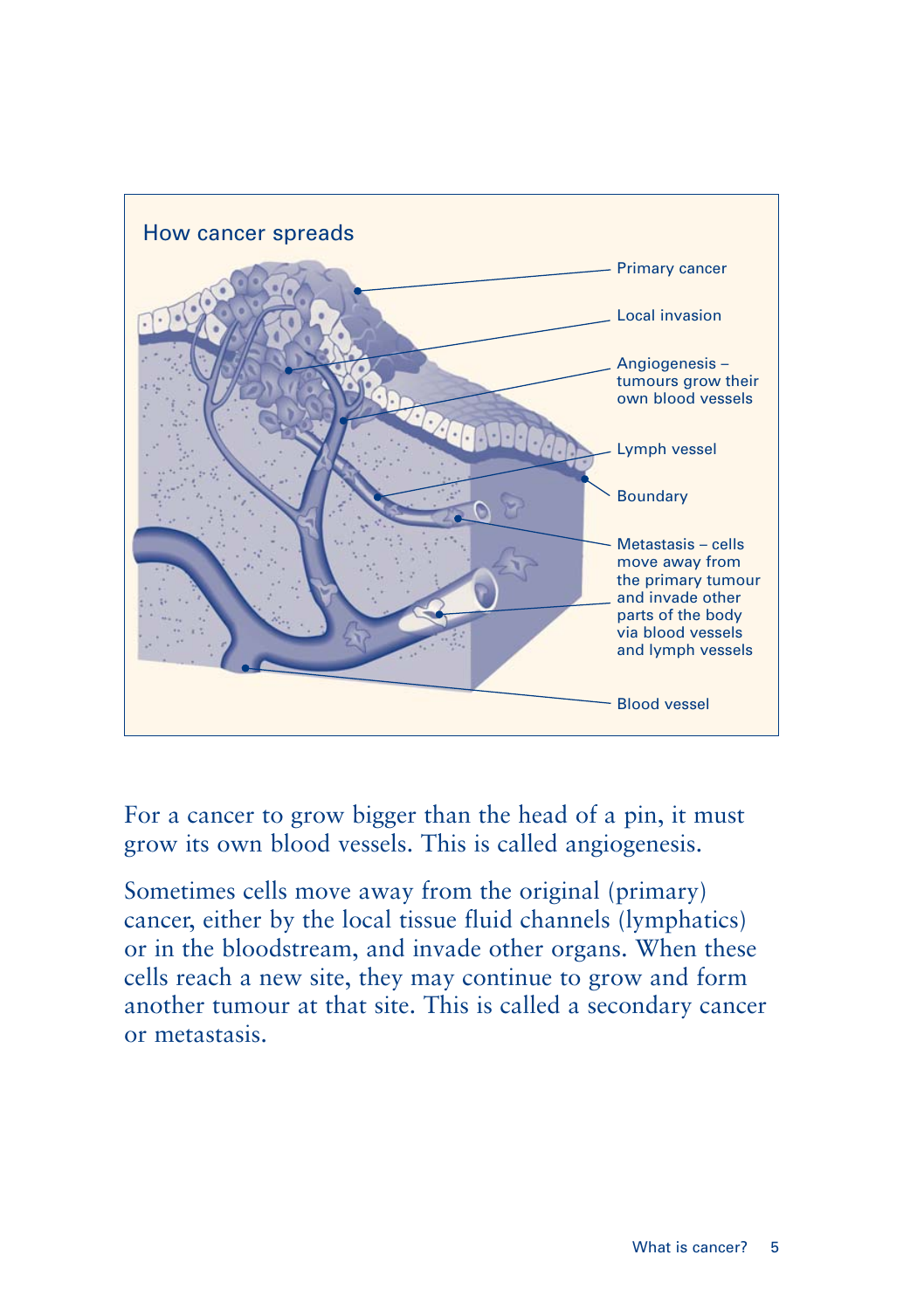## How cancer spreads

- Primary cancer
- Local invasion
- Angiogenesis – tumours grow their own blood vessels
- Lymph vessel
- Boundary
- Metastasis – cells move away from the primary tumour and invade other parts of the body via blood vessels and lymph vessels
- Blood vessel

For a cancer to grow bigger than the head of a pin, it must grow its own blood vessels. This is called angiogenesis.

Sometimes cells move away from the original (primary) cancer, either by the local tissue fluid channels (lymphatics) or in the bloodstream, and invade other organs. When these cells reach a new site, they may continue to grow and form another tumour at that site. This is called a secondary cancer or metastasis.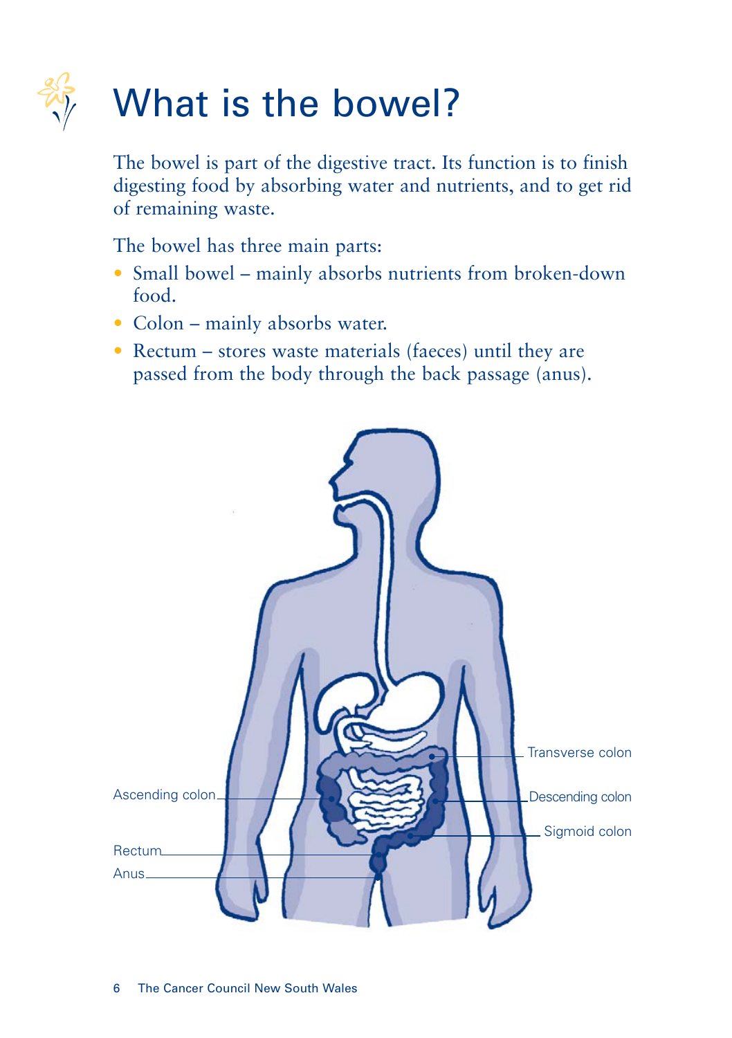# What is the bowel?

The bowel is part of the digestive tract. Its function is to finish digesting food by absorbing water and nutrients, and to get rid of remaining waste.

The bowel has three main parts:

- Small bowel – mainly absorbs nutrients from broken-down food.
- Colon – mainly absorbs water.
- Rectum – stores waste materials (faeces) until they are passed from the body through the back passage (anus).

Transverse colon

Ascending colon

Descending colon

Sigmoid colon

Rectum

Anus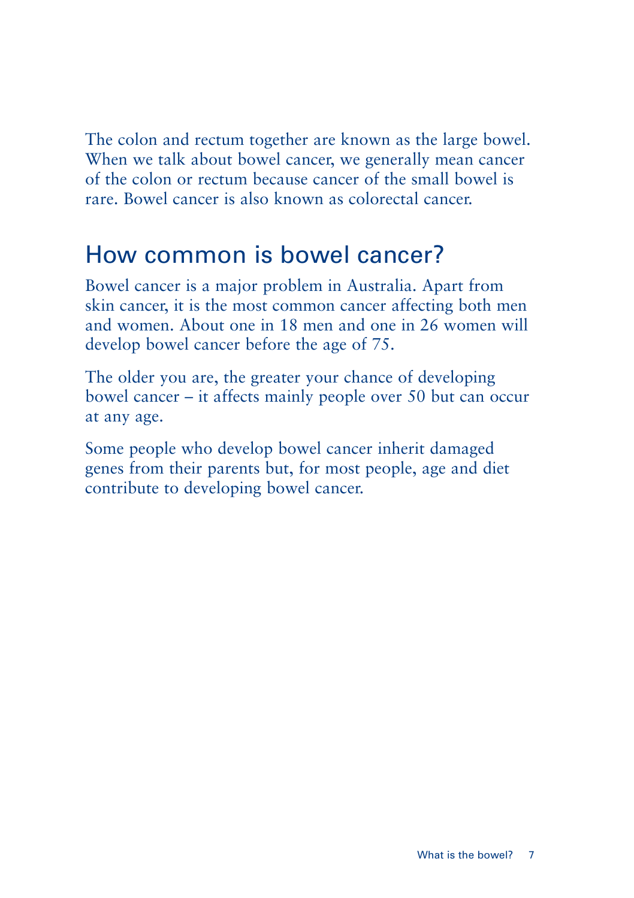The colon and rectum together are known as the large bowel. When we talk about bowel cancer, we generally mean cancer of the colon or rectum because cancer of the small bowel is rare. Bowel cancer is also known as colorectal cancer.

## How common is bowel cancer?

Bowel cancer is a major problem in Australia. Apart from skin cancer, it is the most common cancer affecting both men and women. About one in 18 men and one in 26 women will develop bowel cancer before the age of 75.

The older you are, the greater your chance of developing bowel cancer – it affects mainly people over 50 but can occur at any age.

Some people who develop bowel cancer inherit damaged genes from their parents but, for most people, age and diet contribute to developing bowel cancer.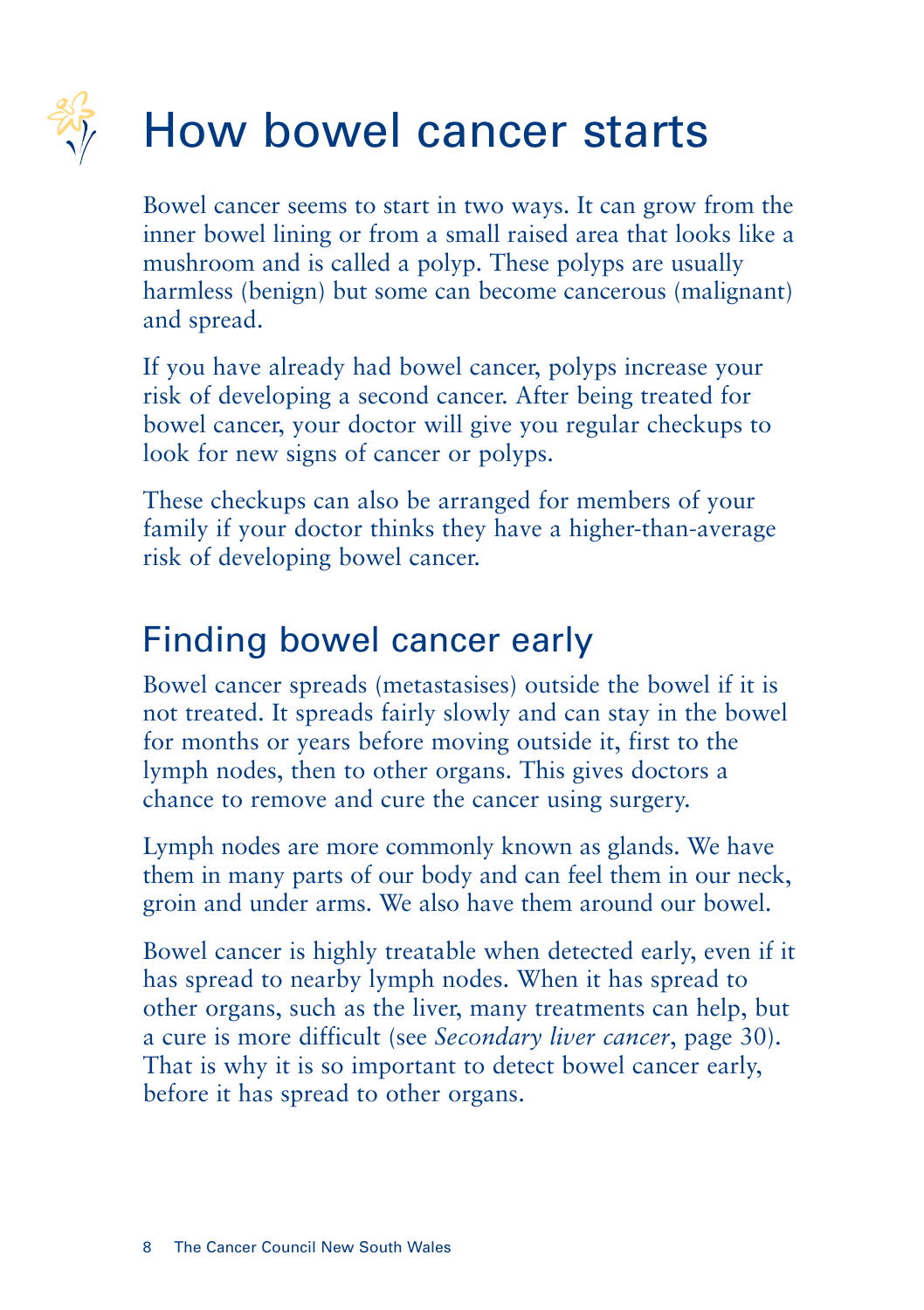# How bowel cancer starts

Bowel cancer seems to start in two ways. It can grow from the inner bowel lining or from a small raised area that looks like a mushroom and is called a polyp. These polyps are usually harmless (benign) but some can become cancerous (malignant) and spread.

If you have already had bowel cancer, polyps increase your risk of developing a second cancer. After being treated for bowel cancer, your doctor will give you regular checkups to look for new signs of cancer or polyps.

These checkups can also be arranged for members of your family if your doctor thinks they have a higher-than-average risk of developing bowel cancer.

## Finding bowel cancer early

Bowel cancer spreads (metastasises) outside the bowel if it is not treated. It spreads fairly slowly and can stay in the bowel for months or years before moving outside it, first to the lymph nodes, then to other organs. This gives doctors a chance to remove and cure the cancer using surgery.

Lymph nodes are more commonly known as glands. We have them in many parts of our body and can feel them in our neck, groin and under arms. We also have them around our bowel.

Bowel cancer is highly treatable when detected early, even if it has spread to nearby lymph nodes. When it has spread to other organs, such as the liver, many treatments can help, but a cure is more difficult (see *Secondary liver cancer*, page 30). That is why it is so important to detect bowel cancer early, before it has spread to other organs.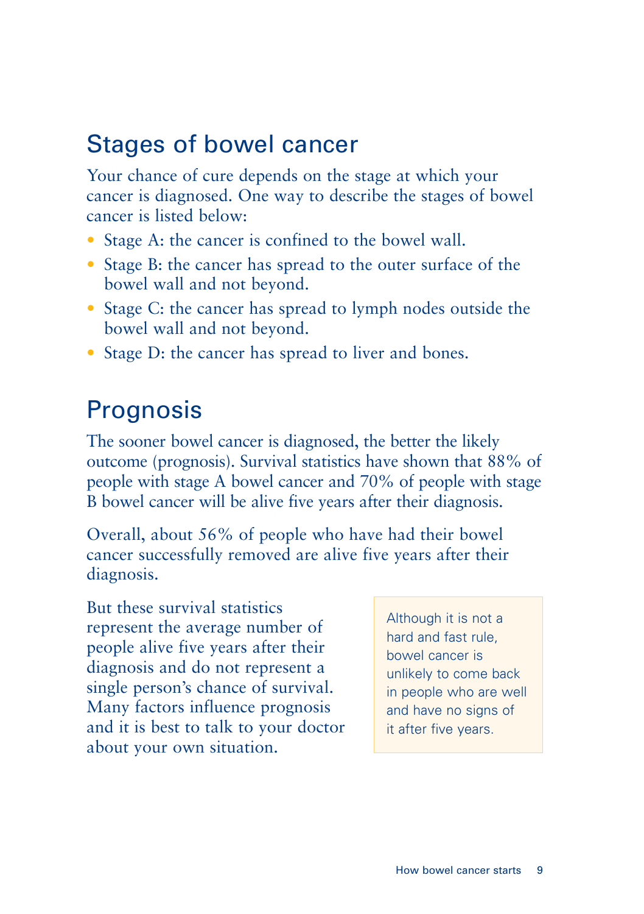## Stages of bowel cancer

Your chance of cure depends on the stage at which your cancer is diagnosed. One way to describe the stages of bowel cancer is listed below:

- Stage A: the cancer is confined to the bowel wall.
- Stage B: the cancer has spread to the outer surface of the bowel wall and not beyond.
- Stage C: the cancer has spread to lymph nodes outside the bowel wall and not beyond.
- Stage D: the cancer has spread to liver and bones.

## Prognosis

The sooner bowel cancer is diagnosed, the better the likely outcome (prognosis). Survival statistics have shown that 88% of people with stage A bowel cancer and 70% of people with stage B bowel cancer will be alive five years after their diagnosis.

Overall, about 56% of people who have had their bowel cancer successfully removed are alive five years after their diagnosis.

But these survival statistics represent the average number of people alive five years after their diagnosis and do not represent a single person's chance of survival. Many factors influence prognosis and it is best to talk to your doctor about your own situation.

> Although it is not a hard and fast rule, bowel cancer is unlikely to come back in people who are well and have no signs of it after five years.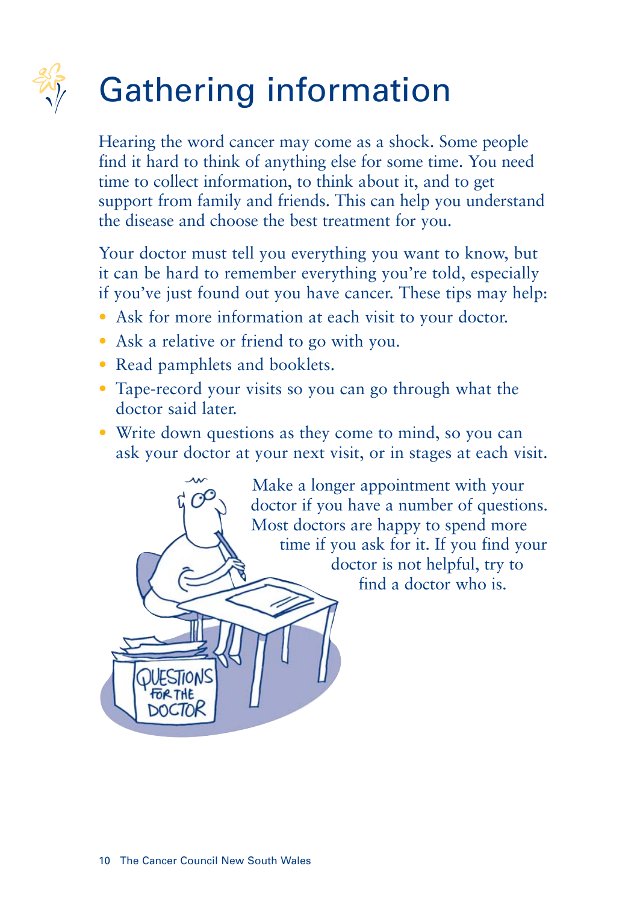# Gathering information

Hearing the word cancer may come as a shock. Some people find it hard to think of anything else for some time. You need time to collect information, to think about it, and to get support from family and friends. This can help you understand the disease and choose the best treatment for you.

Your doctor must tell you everything you want to know, but it can be hard to remember everything you're told, especially if you've just found out you have cancer. These tips may help:

- Ask for more information at each visit to your doctor.
- Ask a relative or friend to go with you.
- Read pamphlets and booklets.
- Tape-record your visits so you can go through what the doctor said later.
- Write down questions as they come to mind, so you can ask your doctor at your next visit, or in stages at each visit.

Make a longer appointment with your doctor if you have a number of questions. Most doctors are happy to spend more time if you ask for it. If you find your doctor is not helpful, try to find a doctor who is.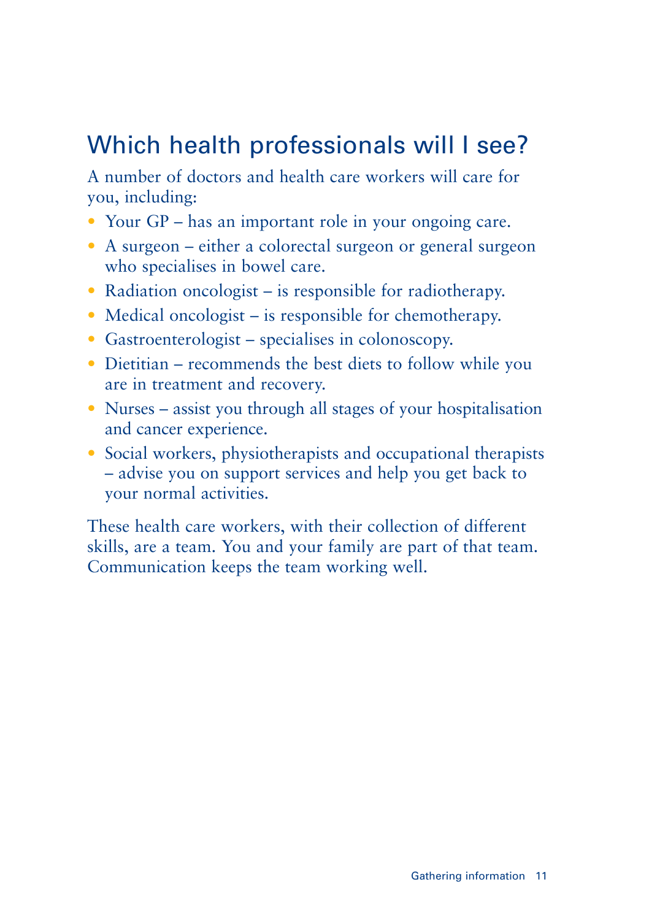## Which health professionals will I see?

A number of doctors and health care workers will care for you, including:

- Your GP – has an important role in your ongoing care.
- A surgeon – either a colorectal surgeon or general surgeon who specialises in bowel care.
- Radiation oncologist – is responsible for radiotherapy.
- Medical oncologist – is responsible for chemotherapy.
- Gastroenterologist – specialises in colonoscopy.
- Dietitian – recommends the best diets to follow while you are in treatment and recovery.
- Nurses – assist you through all stages of your hospitalisation and cancer experience.
- Social workers, physiotherapists and occupational therapists – advise you on support services and help you get back to your normal activities.

These health care workers, with their collection of different skills, are a team. You and your family are part of that team. Communication keeps the team working well.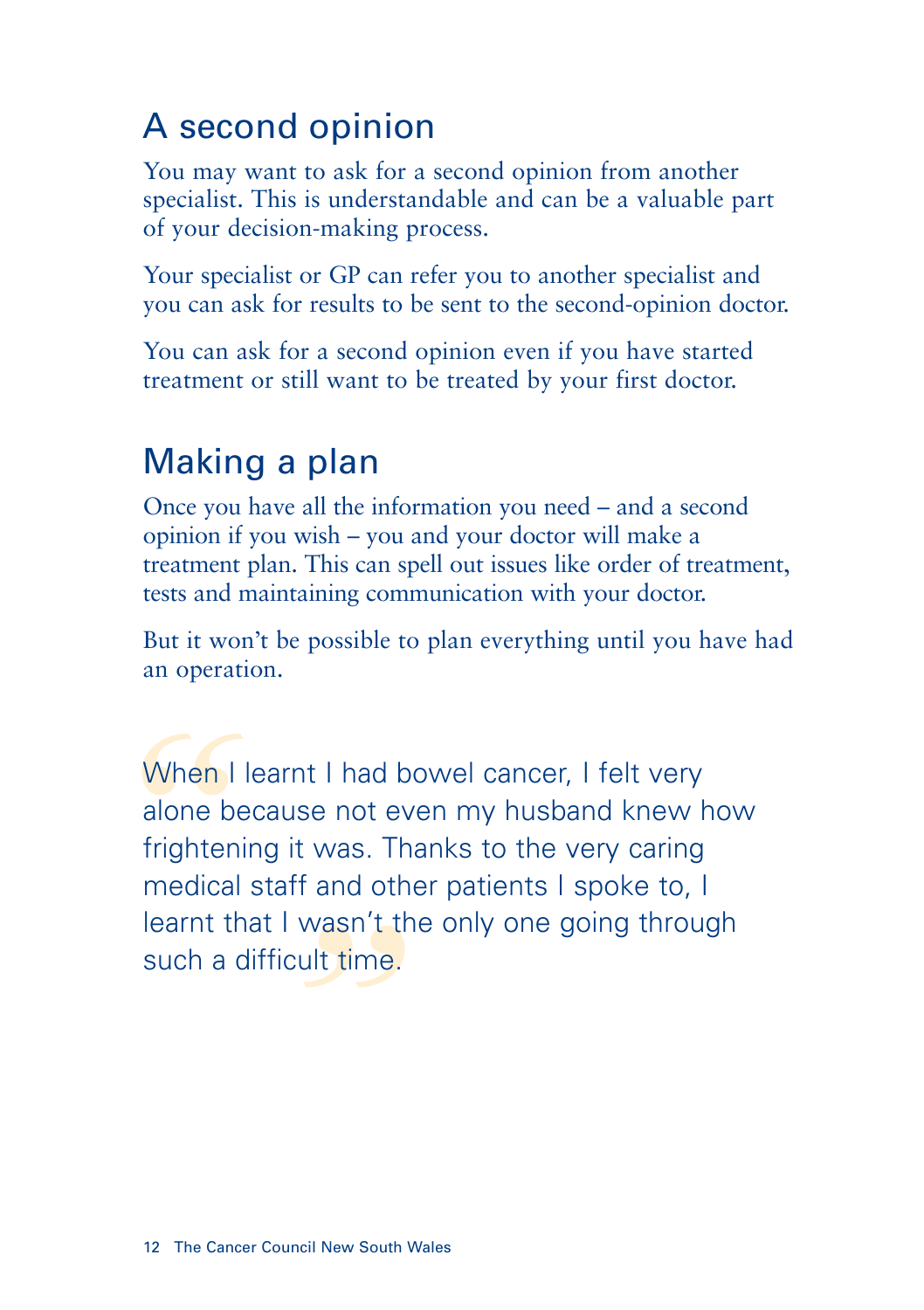## A second opinion

You may want to ask for a second opinion from another specialist. This is understandable and can be a valuable part of your decision-making process.

Your specialist or GP can refer you to another specialist and you can ask for results to be sent to the second-opinion doctor.

You can ask for a second opinion even if you have started treatment or still want to be treated by your first doctor.

## Making a plan

Once you have all the information you need – and a second opinion if you wish – you and your doctor will make a treatment plan. This can spell out issues like order of treatment, tests and maintaining communication with your doctor.

But it won't be possible to plan everything until you have had an operation.

> "When I learnt I had bowel cancer, I felt very alone because not even my husband knew how frightening it was. Thanks to the very caring medical staff and other patients I spoke to, I learnt that I wasn't the only one going through such a difficult time."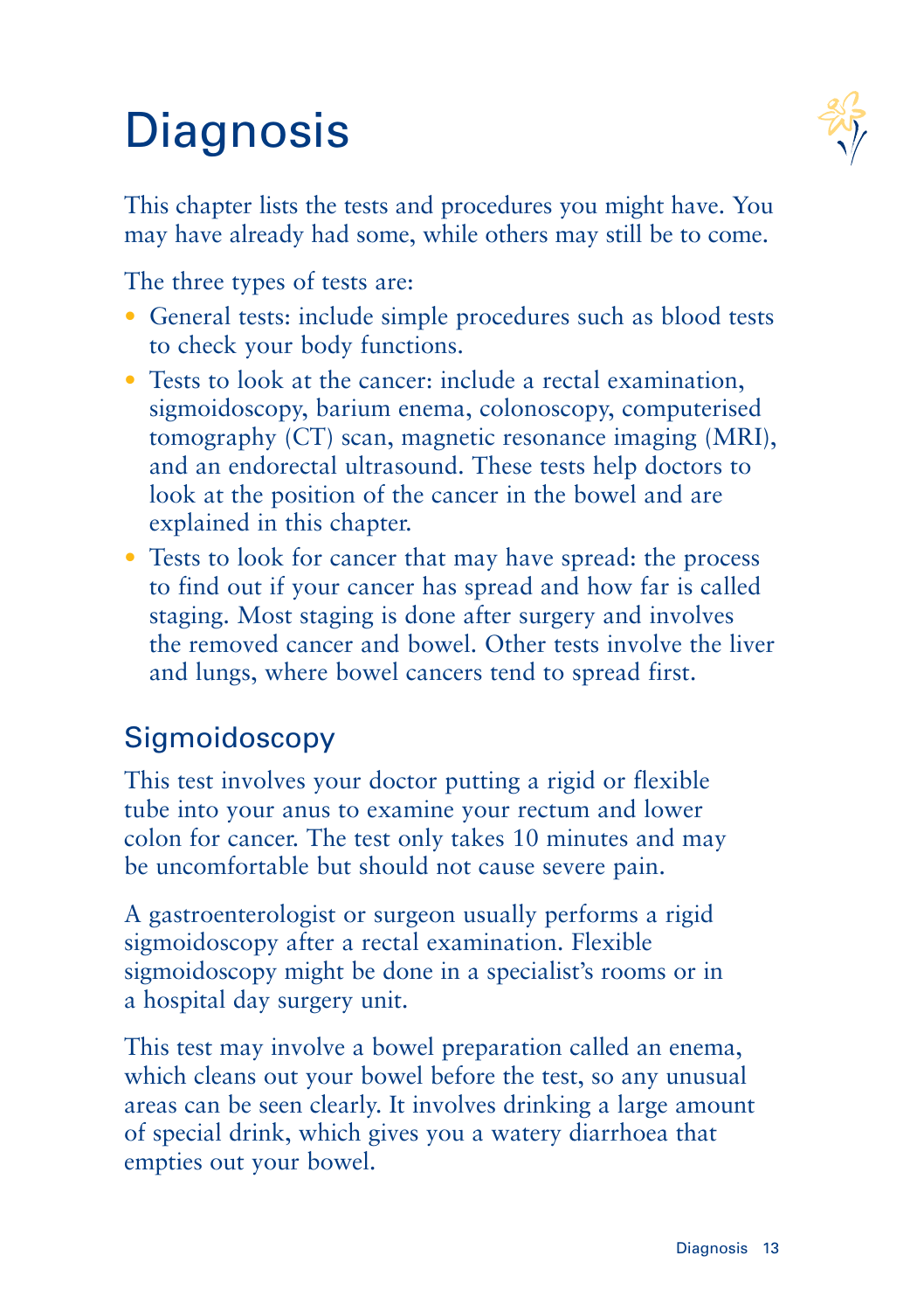# Diagnosis

This chapter lists the tests and procedures you might have. You may have already had some, while others may still be to come.

The three types of tests are:

- General tests: include simple procedures such as blood tests to check your body functions.
- Tests to look at the cancer: include a rectal examination, sigmoidoscopy, barium enema, colonoscopy, computerised tomography (CT) scan, magnetic resonance imaging (MRI), and an endorectal ultrasound. These tests help doctors to look at the position of the cancer in the bowel and are explained in this chapter.
- Tests to look for cancer that may have spread: the process to find out if your cancer has spread and how far is called staging. Most staging is done after surgery and involves the removed cancer and bowel. Other tests involve the liver and lungs, where bowel cancers tend to spread first.

## Sigmoidoscopy

This test involves your doctor putting a rigid or flexible tube into your anus to examine your rectum and lower colon for cancer. The test only takes 10 minutes and may be uncomfortable but should not cause severe pain.

A gastroenterologist or surgeon usually performs a rigid sigmoidoscopy after a rectal examination. Flexible sigmoidoscopy might be done in a specialist's rooms or in a hospital day surgery unit.

This test may involve a bowel preparation called an enema, which cleans out your bowel before the test, so any unusual areas can be seen clearly. It involves drinking a large amount of special drink, which gives you a watery diarrhoea that empties out your bowel.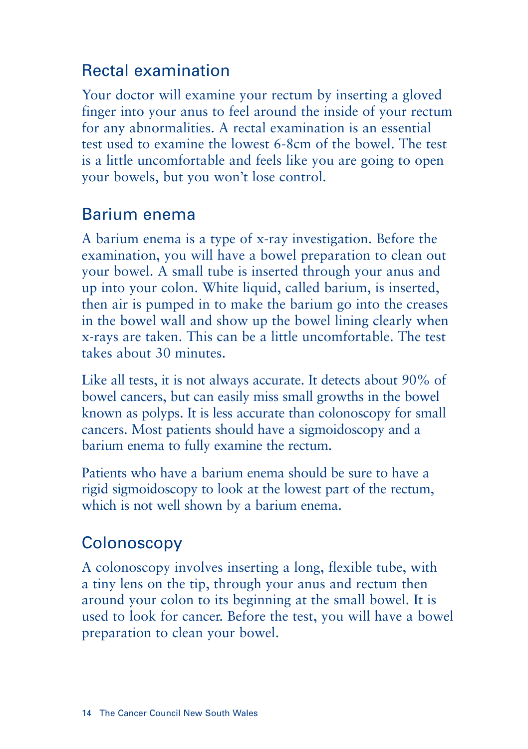## Rectal examination

Your doctor will examine your rectum by inserting a gloved finger into your anus to feel around the inside of your rectum for any abnormalities. A rectal examination is an essential test used to examine the lowest 6-8cm of the bowel. The test is a little uncomfortable and feels like you are going to open your bowels, but you won't lose control.

## Barium enema

A barium enema is a type of x-ray investigation. Before the examination, you will have a bowel preparation to clean out your bowel. A small tube is inserted through your anus and up into your colon. White liquid, called barium, is inserted, then air is pumped in to make the barium go into the creases in the bowel wall and show up the bowel lining clearly when x-rays are taken. This can be a little uncomfortable. The test takes about 30 minutes.

Like all tests, it is not always accurate. It detects about 90% of bowel cancers, but can easily miss small growths in the bowel known as polyps. It is less accurate than colonoscopy for small cancers. Most patients should have a sigmoidoscopy and a barium enema to fully examine the rectum.

Patients who have a barium enema should be sure to have a rigid sigmoidoscopy to look at the lowest part of the rectum, which is not well shown by a barium enema.

## Colonoscopy

A colonoscopy involves inserting a long, flexible tube, with a tiny lens on the tip, through your anus and rectum then around your colon to its beginning at the small bowel. It is used to look for cancer. Before the test, you will have a bowel preparation to clean your bowel.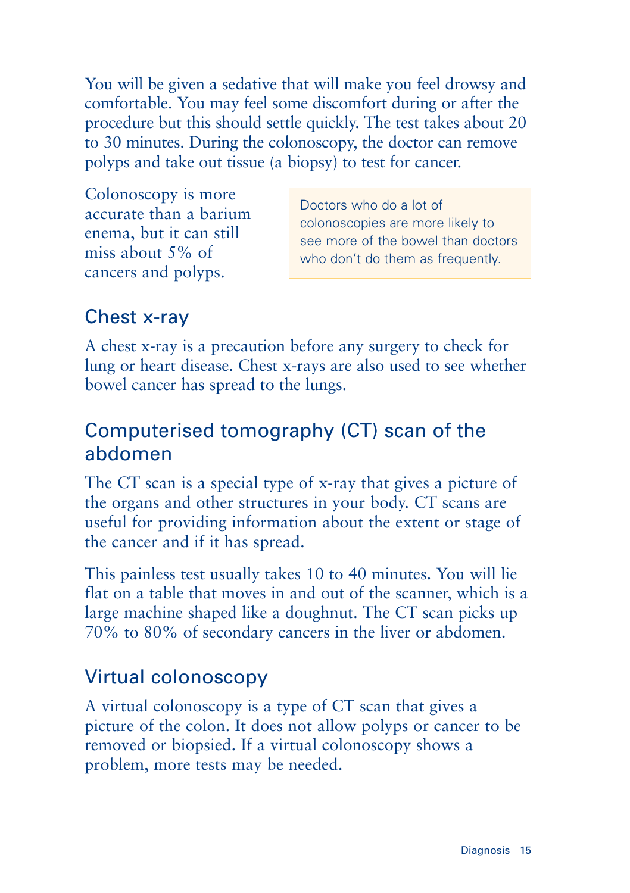You will be given a sedative that will make you feel drowsy and comfortable. You may feel some discomfort during or after the procedure but this should settle quickly. The test takes about 20 to 30 minutes. During the colonoscopy, the doctor can remove polyps and take out tissue (a biopsy) to test for cancer.

Colonoscopy is more accurate than a barium enema, but it can still miss about 5% of cancers and polyps.

> Doctors who do a lot of colonoscopies are more likely to see more of the bowel than doctors who don't do them as frequently.

## Chest x-ray

A chest x-ray is a precaution before any surgery to check for lung or heart disease. Chest x-rays are also used to see whether bowel cancer has spread to the lungs.

## Computerised tomography (CT) scan of the abdomen

The CT scan is a special type of x-ray that gives a picture of the organs and other structures in your body. CT scans are useful for providing information about the extent or stage of the cancer and if it has spread.

This painless test usually takes 10 to 40 minutes. You will lie flat on a table that moves in and out of the scanner, which is a large machine shaped like a doughnut. The CT scan picks up 70% to 80% of secondary cancers in the liver or abdomen.

## Virtual colonoscopy

A virtual colonoscopy is a type of CT scan that gives a picture of the colon. It does not allow polyps or cancer to be removed or biopsied. If a virtual colonoscopy shows a problem, more tests may be needed.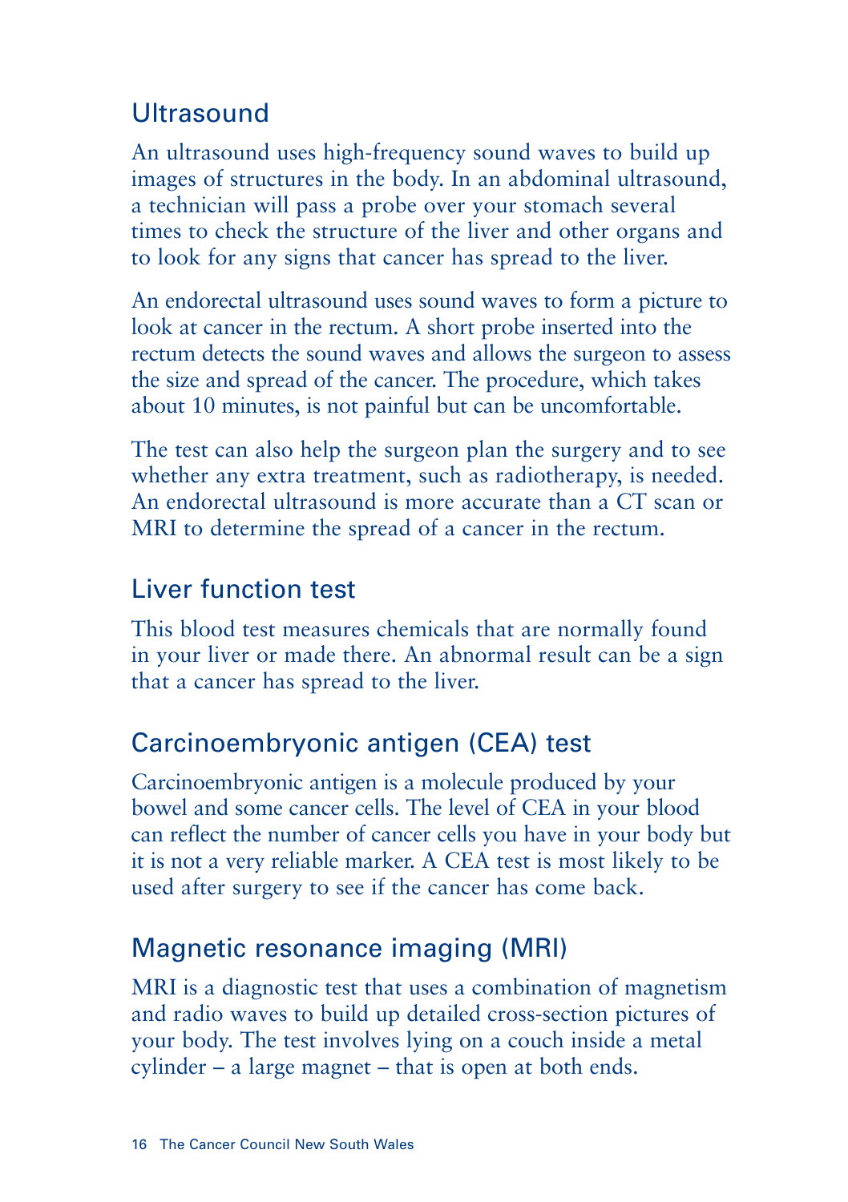## Ultrasound

An ultrasound uses high-frequency sound waves to build up images of structures in the body. In an abdominal ultrasound, a technician will pass a probe over your stomach several times to check the structure of the liver and other organs and to look for any signs that cancer has spread to the liver.

An endorectal ultrasound uses sound waves to form a picture to look at cancer in the rectum. A short probe inserted into the rectum detects the sound waves and allows the surgeon to assess the size and spread of the cancer. The procedure, which takes about 10 minutes, is not painful but can be uncomfortable.

The test can also help the surgeon plan the surgery and to see whether any extra treatment, such as radiotherapy, is needed. An endorectal ultrasound is more accurate than a CT scan or MRI to determine the spread of a cancer in the rectum.

## Liver function test

This blood test measures chemicals that are normally found in your liver or made there. An abnormal result can be a sign that a cancer has spread to the liver.

## Carcinoembryonic antigen (CEA) test

Carcinoembryonic antigen is a molecule produced by your bowel and some cancer cells. The level of CEA in your blood can reflect the number of cancer cells you have in your body but it is not a very reliable marker. A CEA test is most likely to be used after surgery to see if the cancer has come back.

## Magnetic resonance imaging (MRI)

MRI is a diagnostic test that uses a combination of magnetism and radio waves to build up detailed cross-section pictures of your body. The test involves lying on a couch inside a metal cylinder – a large magnet – that is open at both ends.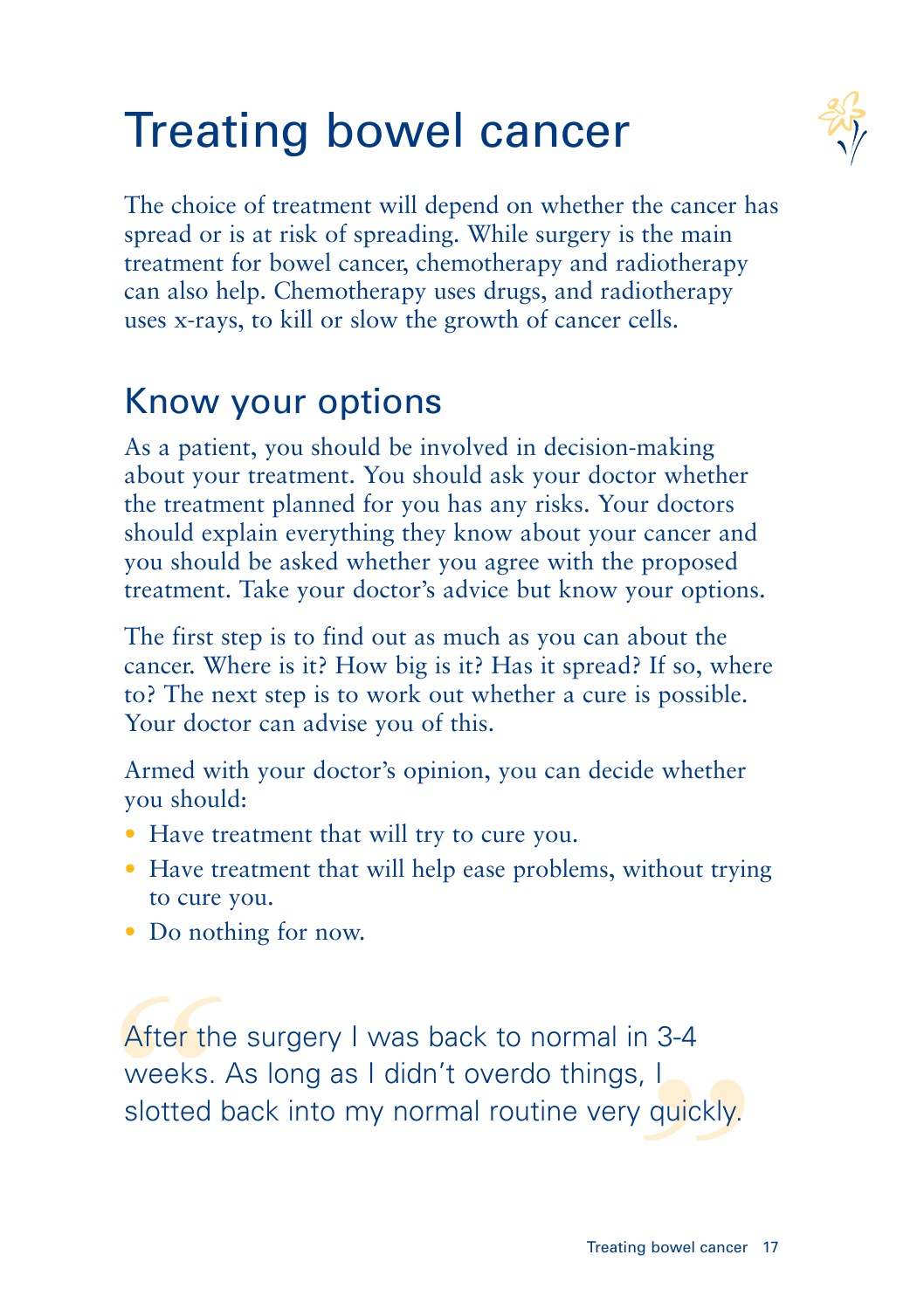# Treating bowel cancer

The choice of treatment will depend on whether the cancer has spread or is at risk of spreading. While surgery is the main treatment for bowel cancer, chemotherapy and radiotherapy can also help. Chemotherapy uses drugs, and radiotherapy uses x-rays, to kill or slow the growth of cancer cells.

## Know your options

As a patient, you should be involved in decision-making about your treatment. You should ask your doctor whether the treatment planned for you has any risks. Your doctors should explain everything they know about your cancer and you should be asked whether you agree with the proposed treatment. Take your doctor's advice but know your options.

The first step is to find out as much as you can about the cancer. Where is it? How big is it? Has it spread? If so, where to? The next step is to work out whether a cure is possible. Your doctor can advise you of this.

Armed with your doctor's opinion, you can decide whether you should:

- Have treatment that will try to cure you.
- Have treatment that will help ease problems, without trying to cure you.
- Do nothing for now.

> "After the surgery I was back to normal in 3-4 weeks. As long as I didn't overdo things, I slotted back into my normal routine very quickly."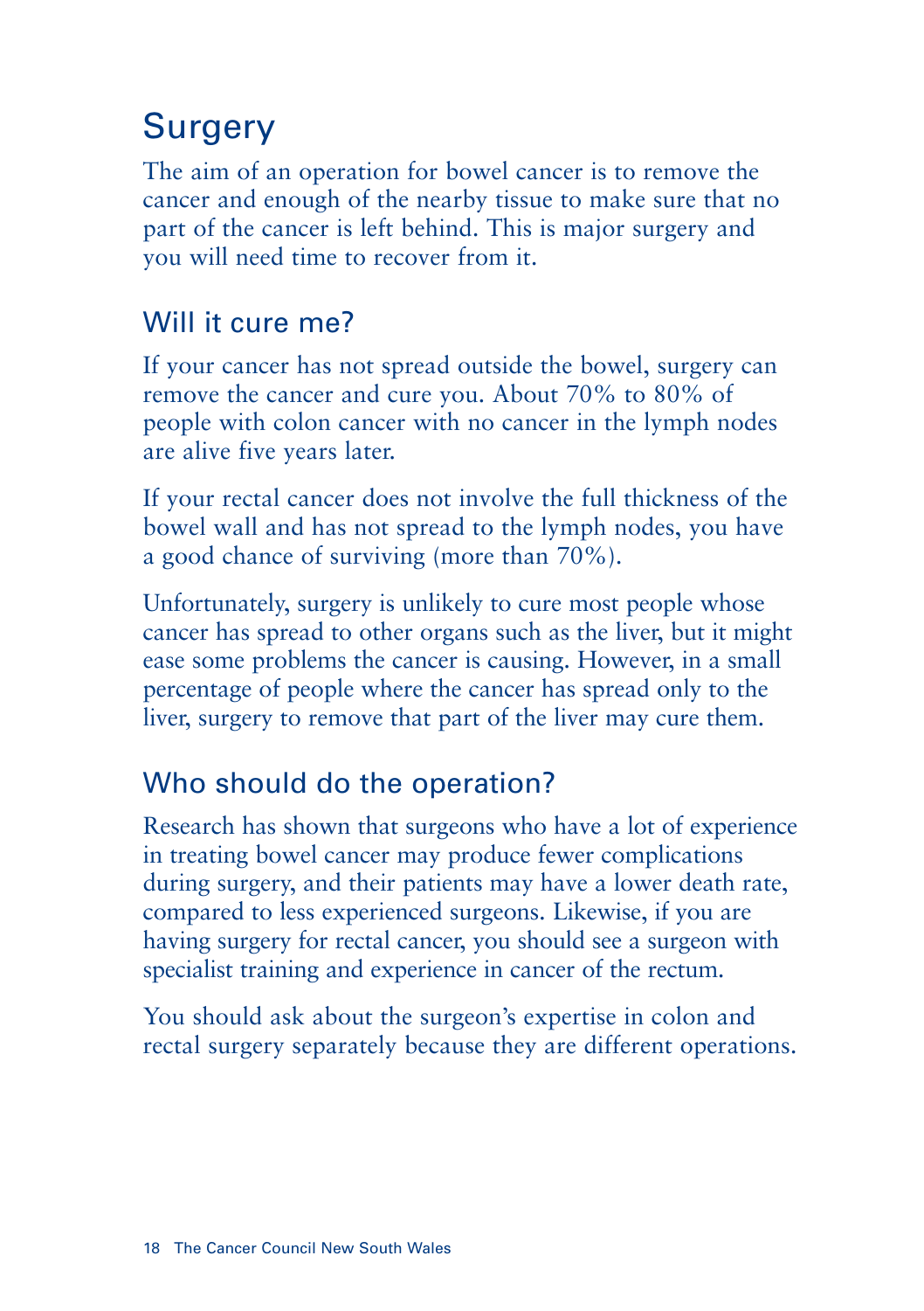# Surgery

The aim of an operation for bowel cancer is to remove the cancer and enough of the nearby tissue to make sure that no part of the cancer is left behind. This is major surgery and you will need time to recover from it.

## Will it cure me?

If your cancer has not spread outside the bowel, surgery can remove the cancer and cure you. About 70% to 80% of people with colon cancer with no cancer in the lymph nodes are alive five years later.

If your rectal cancer does not involve the full thickness of the bowel wall and has not spread to the lymph nodes, you have a good chance of surviving (more than 70%).

Unfortunately, surgery is unlikely to cure most people whose cancer has spread to other organs such as the liver, but it might ease some problems the cancer is causing. However, in a small percentage of people where the cancer has spread only to the liver, surgery to remove that part of the liver may cure them.

## Who should do the operation?

Research has shown that surgeons who have a lot of experience in treating bowel cancer may produce fewer complications during surgery, and their patients may have a lower death rate, compared to less experienced surgeons. Likewise, if you are having surgery for rectal cancer, you should see a surgeon with specialist training and experience in cancer of the rectum.

You should ask about the surgeon's expertise in colon and rectal surgery separately because they are different operations.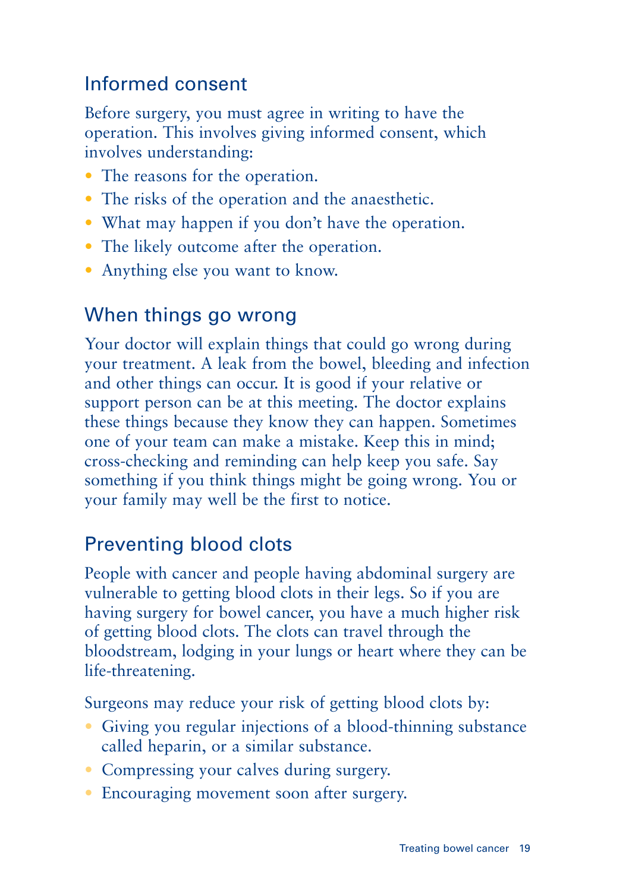## Informed consent

Before surgery, you must agree in writing to have the operation. This involves giving informed consent, which involves understanding:

- The reasons for the operation.
- The risks of the operation and the anaesthetic.
- What may happen if you don't have the operation.
- The likely outcome after the operation.
- Anything else you want to know.

## When things go wrong

Your doctor will explain things that could go wrong during your treatment. A leak from the bowel, bleeding and infection and other things can occur. It is good if your relative or support person can be at this meeting. The doctor explains these things because they know they can happen. Sometimes one of your team can make a mistake. Keep this in mind; cross-checking and reminding can help keep you safe. Say something if you think things might be going wrong. You or your family may well be the first to notice.

## Preventing blood clots

People with cancer and people having abdominal surgery are vulnerable to getting blood clots in their legs. So if you are having surgery for bowel cancer, you have a much higher risk of getting blood clots. The clots can travel through the bloodstream, lodging in your lungs or heart where they can be life-threatening.

Surgeons may reduce your risk of getting blood clots by:

- Giving you regular injections of a blood-thinning substance called heparin, or a similar substance.
- Compressing your calves during surgery.
- Encouraging movement soon after surgery.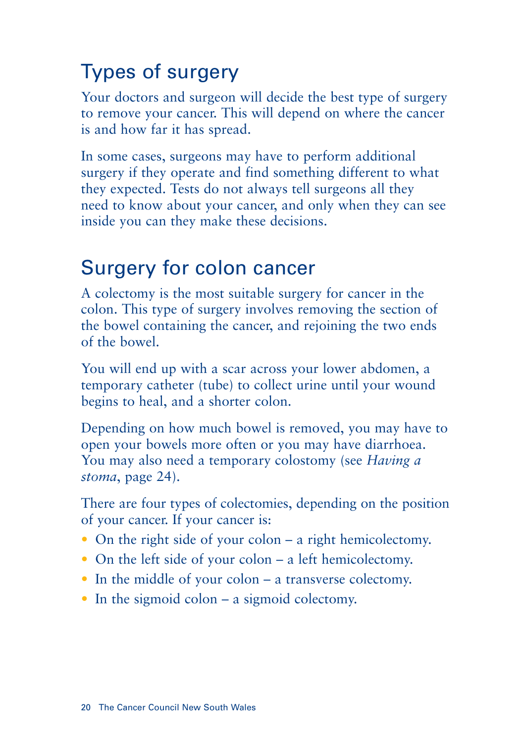## Types of surgery

Your doctors and surgeon will decide the best type of surgery to remove your cancer. This will depend on where the cancer is and how far it has spread.

In some cases, surgeons may have to perform additional surgery if they operate and find something different to what they expected. Tests do not always tell surgeons all they need to know about your cancer, and only when they can see inside you can they make these decisions.

## Surgery for colon cancer

A colectomy is the most suitable surgery for cancer in the colon. This type of surgery involves removing the section of the bowel containing the cancer, and rejoining the two ends of the bowel.

You will end up with a scar across your lower abdomen, a temporary catheter (tube) to collect urine until your wound begins to heal, and a shorter colon.

Depending on how much bowel is removed, you may have to open your bowels more often or you may have diarrhoea. You may also need a temporary colostomy (see *Having a stoma*, page 24).

There are four types of colectomies, depending on the position of your cancer. If your cancer is:

- On the right side of your colon – a right hemicolectomy.
- On the left side of your colon – a left hemicolectomy.
- In the middle of your colon – a transverse colectomy.
- In the sigmoid colon – a sigmoid colectomy.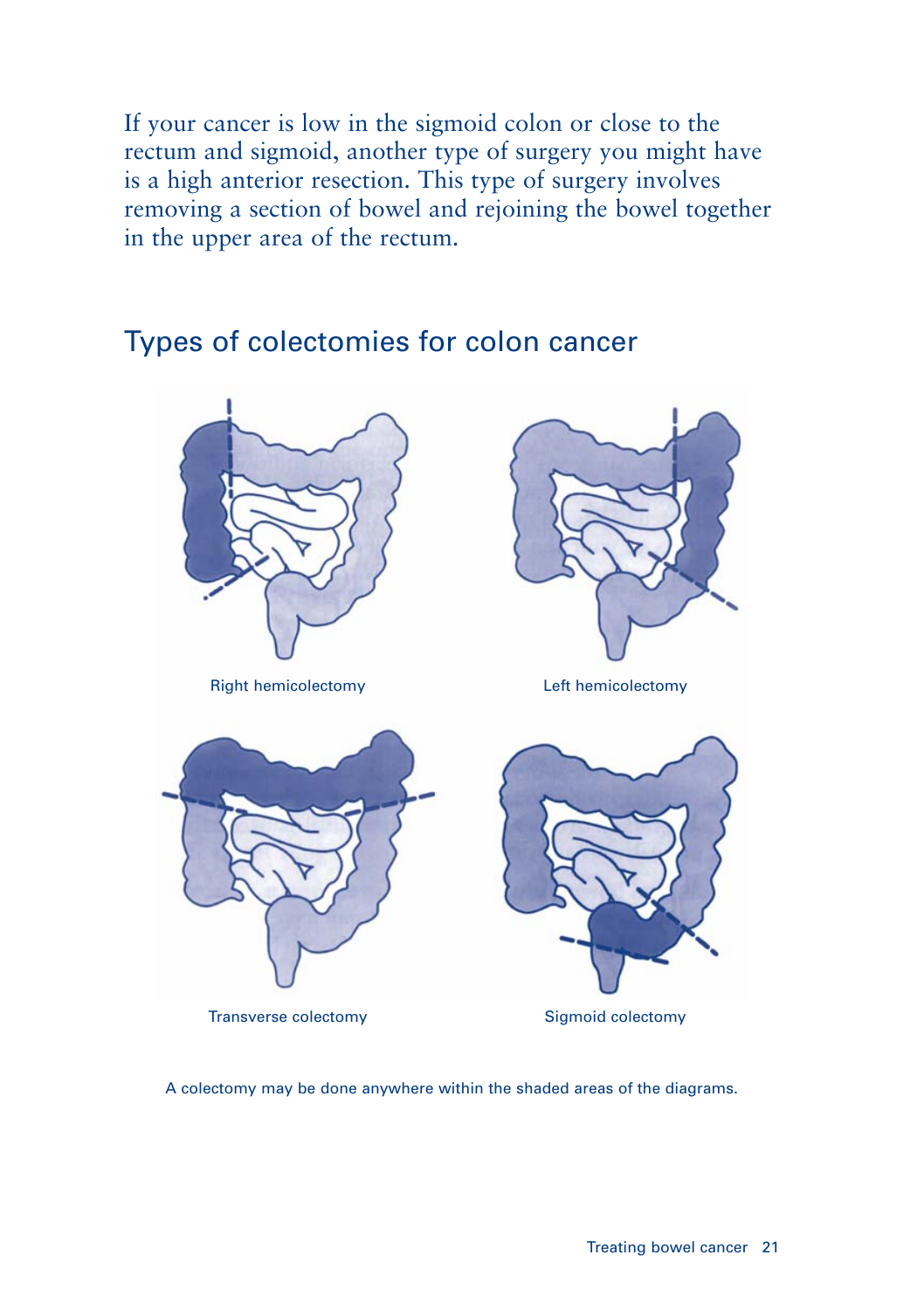If your cancer is low in the sigmoid colon or close to the rectum and sigmoid, another type of surgery you might have is a high anterior resection. This type of surgery involves removing a section of bowel and rejoining the bowel together in the upper area of the rectum.

## Types of colectomies for colon cancer

Right hemicolectomy

Left hemicolectomy

Transverse colectomy

Sigmoid colectomy

A colectomy may be done anywhere within the shaded areas of the diagrams.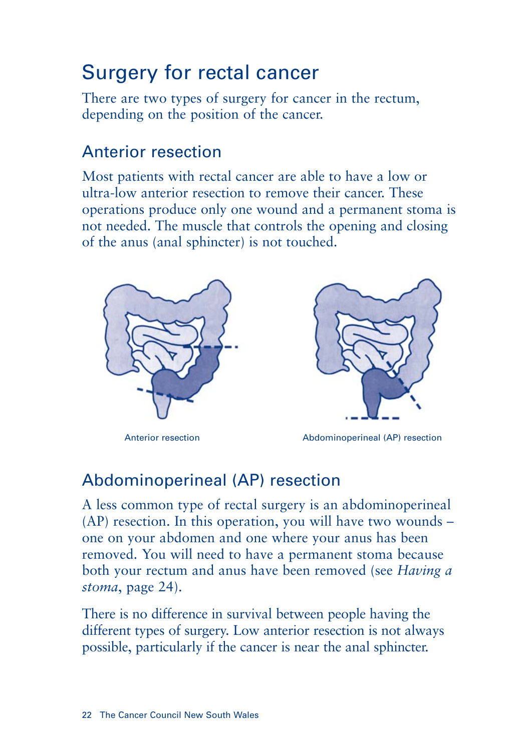# Surgery for rectal cancer

There are two types of surgery for cancer in the rectum, depending on the position of the cancer.

## Anterior resection

Most patients with rectal cancer are able to have a low or ultra-low anterior resection to remove their cancer. These operations produce only one wound and a permanent stoma is not needed. The muscle that controls the opening and closing of the anus (anal sphincter) is not touched.

Anterior resection

Abdominoperineal (AP) resection

## Abdominoperineal (AP) resection

A less common type of rectal surgery is an abdominoperineal (AP) resection. In this operation, you will have two wounds – one on your abdomen and one where your anus has been removed. You will need to have a permanent stoma because both your rectum and anus have been removed (see *Having a stoma*, page 24).

There is no difference in survival between people having the different types of surgery. Low anterior resection is not always possible, particularly if the cancer is near the anal sphincter.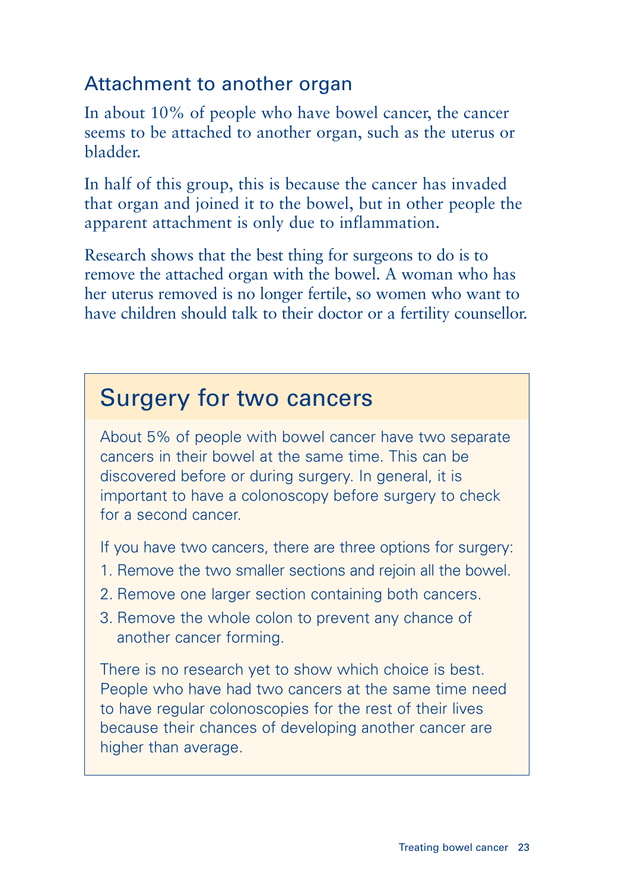## Attachment to another organ

In about 10% of people who have bowel cancer, the cancer seems to be attached to another organ, such as the uterus or bladder.

In half of this group, this is because the cancer has invaded that organ and joined it to the bowel, but in other people the apparent attachment is only due to inflammation.

Research shows that the best thing for surgeons to do is to remove the attached organ with the bowel. A woman who has her uterus removed is no longer fertile, so women who want to have children should talk to their doctor or a fertility counsellor.

## Surgery for two cancers

About 5% of people with bowel cancer have two separate cancers in their bowel at the same time. This can be discovered before or during surgery. In general, it is important to have a colonoscopy before surgery to check for a second cancer.

If you have two cancers, there are three options for surgery:

1. Remove the two smaller sections and rejoin all the bowel.
2. Remove one larger section containing both cancers.
3. Remove the whole colon to prevent any chance of another cancer forming.

There is no research yet to show which choice is best. People who have had two cancers at the same time need to have regular colonoscopies for the rest of their lives because their chances of developing another cancer are higher than average.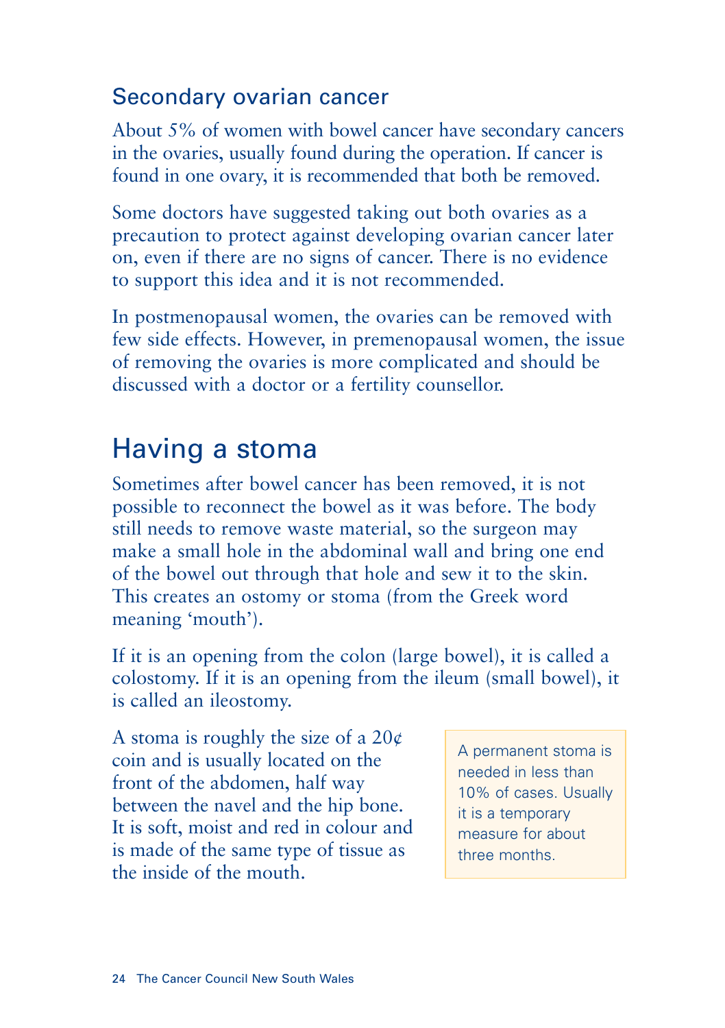## Secondary ovarian cancer

About 5% of women with bowel cancer have secondary cancers in the ovaries, usually found during the operation. If cancer is found in one ovary, it is recommended that both be removed.

Some doctors have suggested taking out both ovaries as a precaution to protect against developing ovarian cancer later on, even if there are no signs of cancer. There is no evidence to support this idea and it is not recommended.

In postmenopausal women, the ovaries can be removed with few side effects. However, in premenopausal women, the issue of removing the ovaries is more complicated and should be discussed with a doctor or a fertility counsellor.

# Having a stoma

Sometimes after bowel cancer has been removed, it is not possible to reconnect the bowel as it was before. The body still needs to remove waste material, so the surgeon may make a small hole in the abdominal wall and bring one end of the bowel out through that hole and sew it to the skin. This creates an ostomy or stoma (from the Greek word meaning 'mouth').

If it is an opening from the colon (large bowel), it is called a colostomy. If it is an opening from the ileum (small bowel), it is called an ileostomy.

A stoma is roughly the size of a 20¢ coin and is usually located on the front of the abdomen, half way between the navel and the hip bone. It is soft, moist and red in colour and is made of the same type of tissue as the inside of the mouth.

> A permanent stoma is needed in less than 10% of cases. Usually it is a temporary measure for about three months.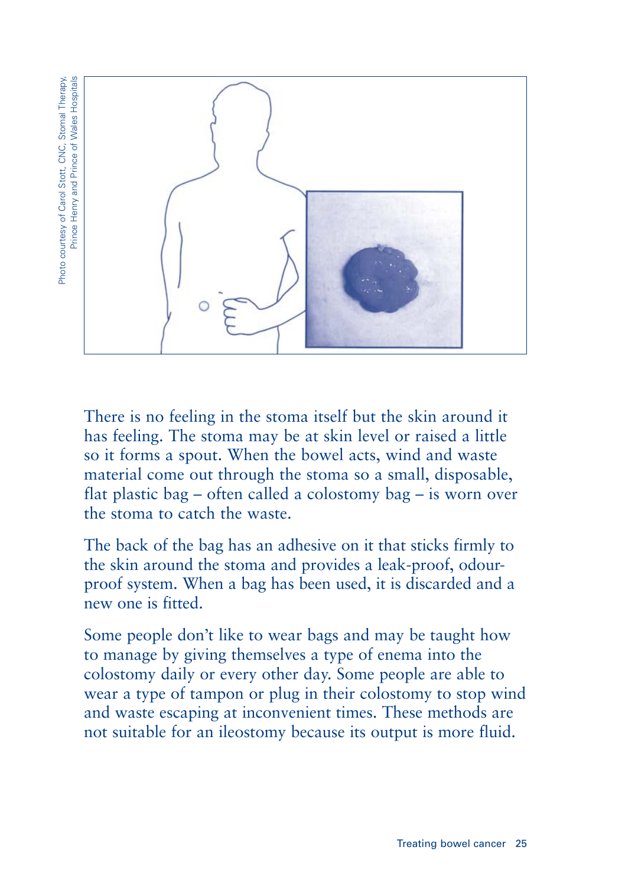Photo courtesy of Carol Stott, CNC, Stomal Therapy, Prince Henry and Prince of Wales Hospitals

There is no feeling in the stoma itself but the skin around it has feeling. The stoma may be at skin level or raised a little so it forms a spout. When the bowel acts, wind and waste material come out through the stoma so a small, disposable, flat plastic bag – often called a colostomy bag – is worn over the stoma to catch the waste.

The back of the bag has an adhesive on it that sticks firmly to the skin around the stoma and provides a leak-proof, odour-proof system. When a bag has been used, it is discarded and a new one is fitted.

Some people don't like to wear bags and may be taught how to manage by giving themselves a type of enema into the colostomy daily or every other day. Some people are able to wear a type of tampon or plug in their colostomy to stop wind and waste escaping at inconvenient times. These methods are not suitable for an ileostomy because its output is more fluid.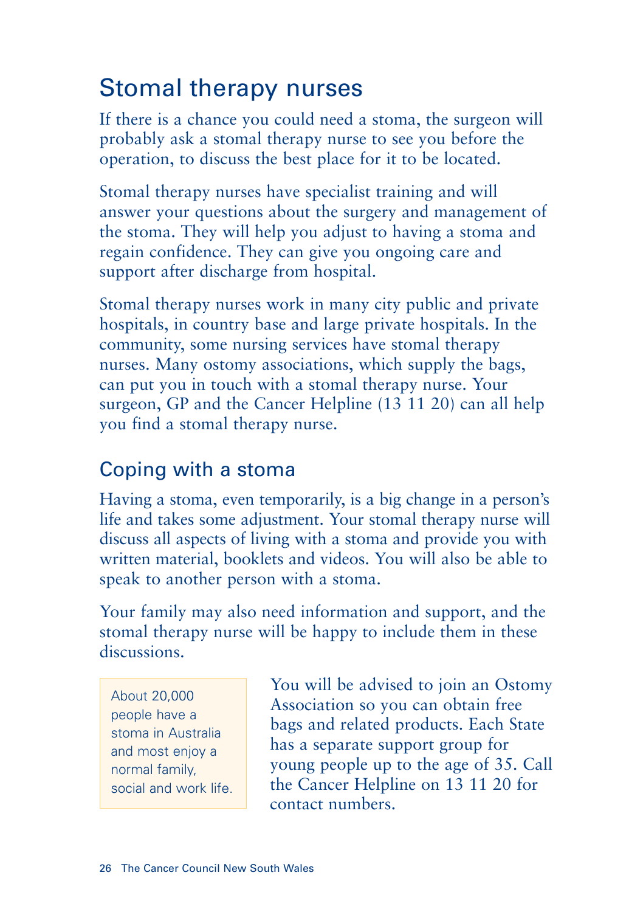## Stomal therapy nurses

If there is a chance you could need a stoma, the surgeon will probably ask a stomal therapy nurse to see you before the operation, to discuss the best place for it to be located.

Stomal therapy nurses have specialist training and will answer your questions about the surgery and management of the stoma. They will help you adjust to having a stoma and regain confidence. They can give you ongoing care and support after discharge from hospital.

Stomal therapy nurses work in many city public and private hospitals, in country base and large private hospitals. In the community, some nursing services have stomal therapy nurses. Many ostomy associations, which supply the bags, can put you in touch with a stomal therapy nurse. Your surgeon, GP and the Cancer Helpline (13 11 20) can all help you find a stomal therapy nurse.

### Coping with a stoma

Having a stoma, even temporarily, is a big change in a person's life and takes some adjustment. Your stomal therapy nurse will discuss all aspects of living with a stoma and provide you with written material, booklets and videos. You will also be able to speak to another person with a stoma.

Your family may also need information and support, and the stomal therapy nurse will be happy to include them in these discussions.

> About 20,000 people have a stoma in Australia and most enjoy a normal family, social and work life.

You will be advised to join an Ostomy Association so you can obtain free bags and related products. Each State has a separate support group for young people up to the age of 35. Call the Cancer Helpline on 13 11 20 for contact numbers.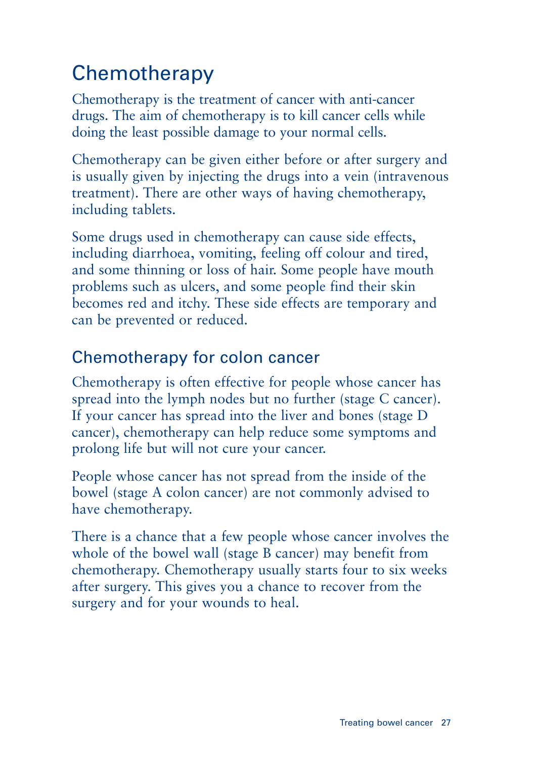# Chemotherapy

Chemotherapy is the treatment of cancer with anti-cancer drugs. The aim of chemotherapy is to kill cancer cells while doing the least possible damage to your normal cells.

Chemotherapy can be given either before or after surgery and is usually given by injecting the drugs into a vein (intravenous treatment). There are other ways of having chemotherapy, including tablets.

Some drugs used in chemotherapy can cause side effects, including diarrhoea, vomiting, feeling off colour and tired, and some thinning or loss of hair. Some people have mouth problems such as ulcers, and some people find their skin becomes red and itchy. These side effects are temporary and can be prevented or reduced.

## Chemotherapy for colon cancer

Chemotherapy is often effective for people whose cancer has spread into the lymph nodes but no further (stage C cancer). If your cancer has spread into the liver and bones (stage D cancer), chemotherapy can help reduce some symptoms and prolong life but will not cure your cancer.

People whose cancer has not spread from the inside of the bowel (stage A colon cancer) are not commonly advised to have chemotherapy.

There is a chance that a few people whose cancer involves the whole of the bowel wall (stage B cancer) may benefit from chemotherapy. Chemotherapy usually starts four to six weeks after surgery. This gives you a chance to recover from the surgery and for your wounds to heal.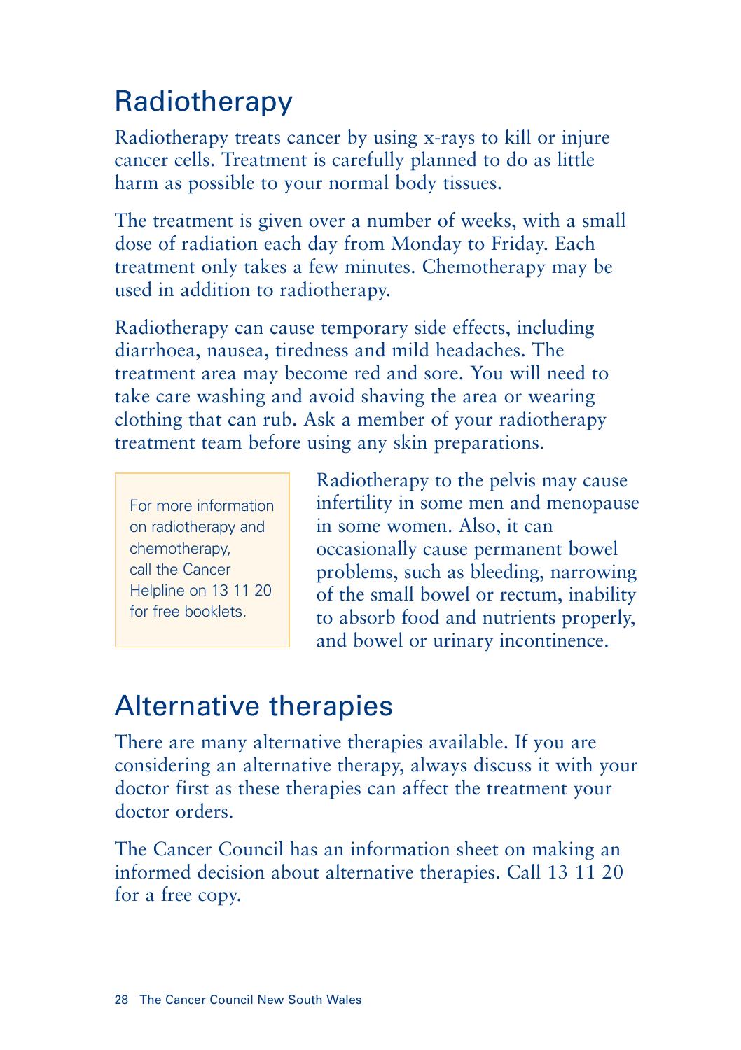## Radiotherapy

Radiotherapy treats cancer by using x-rays to kill or injure cancer cells. Treatment is carefully planned to do as little harm as possible to your normal body tissues.

The treatment is given over a number of weeks, with a small dose of radiation each day from Monday to Friday. Each treatment only takes a few minutes. Chemotherapy may be used in addition to radiotherapy.

Radiotherapy can cause temporary side effects, including diarrhoea, nausea, tiredness and mild headaches. The treatment area may become red and sore. You will need to take care washing and avoid shaving the area or wearing clothing that can rub. Ask a member of your radiotherapy treatment team before using any skin preparations.

> For more information on radiotherapy and chemotherapy, call the Cancer Helpline on 13 11 20 for free booklets.

Radiotherapy to the pelvis may cause infertility in some men and menopause in some women. Also, it can occasionally cause permanent bowel problems, such as bleeding, narrowing of the small bowel or rectum, inability to absorb food and nutrients properly, and bowel or urinary incontinence.

## Alternative therapies

There are many alternative therapies available. If you are considering an alternative therapy, always discuss it with your doctor first as these therapies can affect the treatment your doctor orders.

The Cancer Council has an information sheet on making an informed decision about alternative therapies. Call 13 11 20 for a free copy.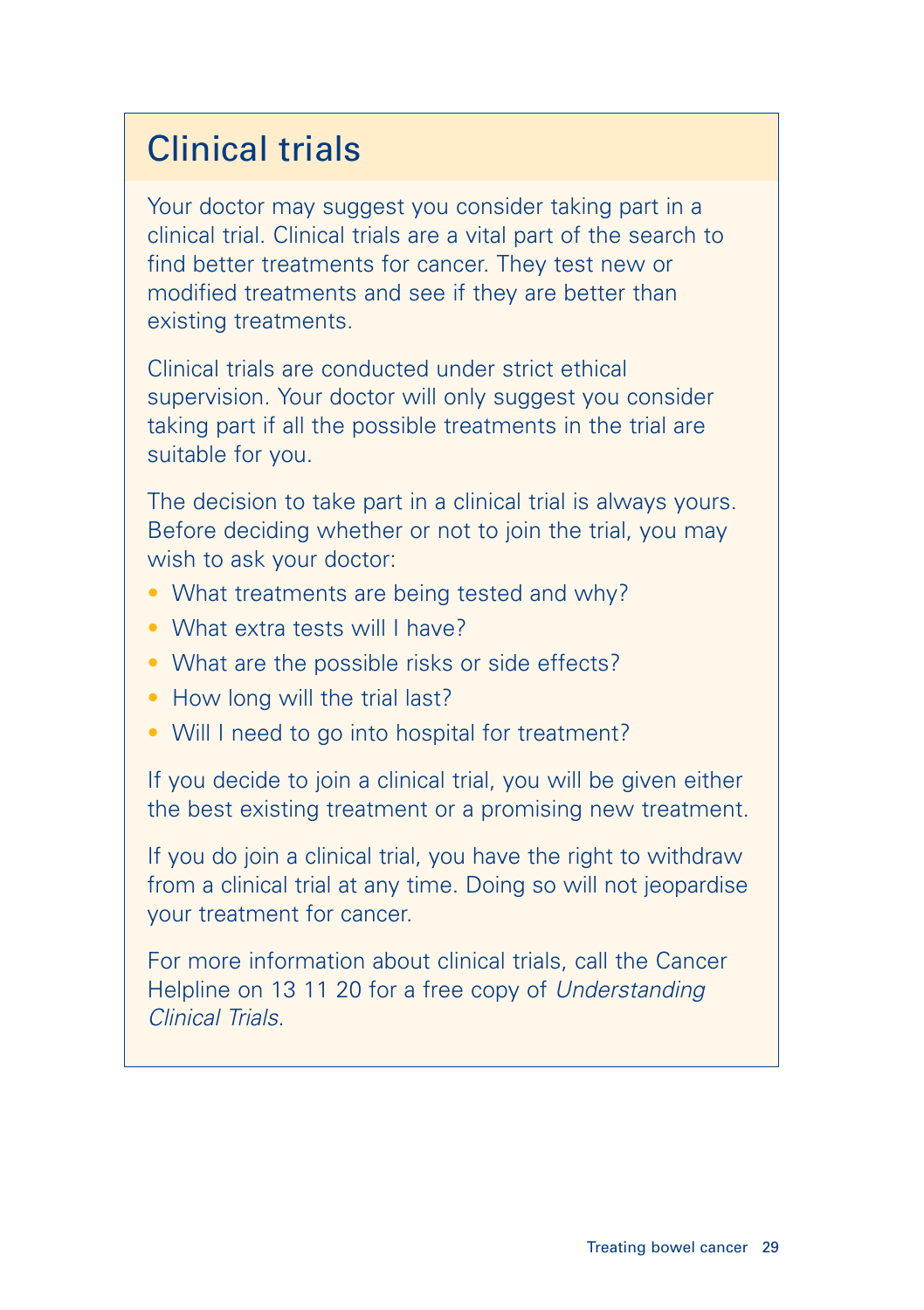## Clinical trials

Your doctor may suggest you consider taking part in a clinical trial. Clinical trials are a vital part of the search to find better treatments for cancer. They test new or modified treatments and see if they are better than existing treatments.

Clinical trials are conducted under strict ethical supervision. Your doctor will only suggest you consider taking part if all the possible treatments in the trial are suitable for you.

The decision to take part in a clinical trial is always yours. Before deciding whether or not to join the trial, you may wish to ask your doctor:

- What treatments are being tested and why?
- What extra tests will I have?
- What are the possible risks or side effects?
- How long will the trial last?
- Will I need to go into hospital for treatment?

If you decide to join a clinical trial, you will be given either the best existing treatment or a promising new treatment.

If you do join a clinical trial, you have the right to withdraw from a clinical trial at any time. Doing so will not jeopardise your treatment for cancer.

For more information about clinical trials, call the Cancer Helpline on 13 11 20 for a free copy of *Understanding Clinical Trials*.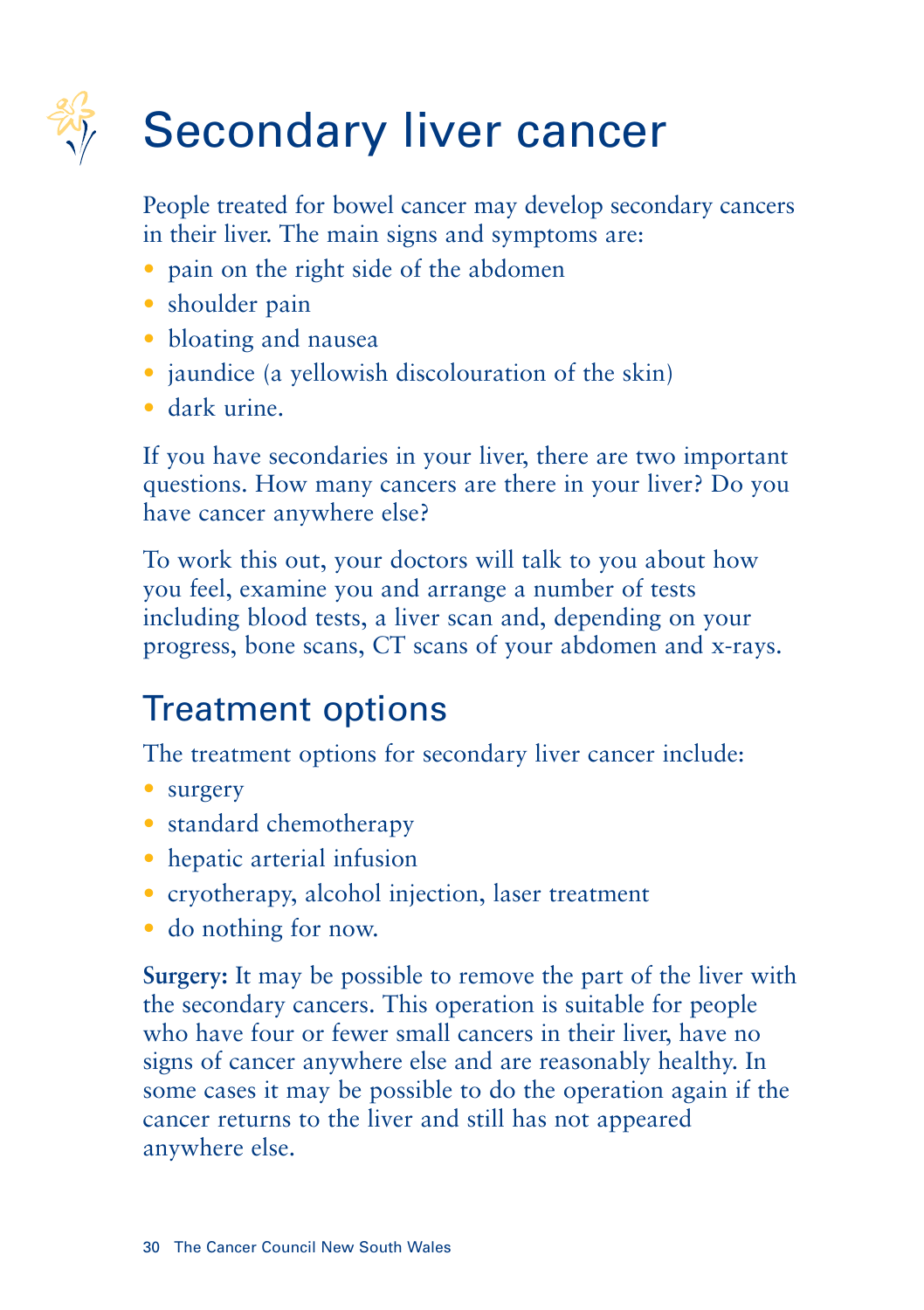# Secondary liver cancer

People treated for bowel cancer may develop secondary cancers in their liver. The main signs and symptoms are:

- pain on the right side of the abdomen
- shoulder pain
- bloating and nausea
- jaundice (a yellowish discolouration of the skin)
- dark urine.

If you have secondaries in your liver, there are two important questions. How many cancers are there in your liver? Do you have cancer anywhere else?

To work this out, your doctors will talk to you about how you feel, examine you and arrange a number of tests including blood tests, a liver scan and, depending on your progress, bone scans, CT scans of your abdomen and x-rays.

## Treatment options

The treatment options for secondary liver cancer include:

- surgery
- standard chemotherapy
- hepatic arterial infusion
- cryotherapy, alcohol injection, laser treatment
- do nothing for now.

**Surgery:** It may be possible to remove the part of the liver with the secondary cancers. This operation is suitable for people who have four or fewer small cancers in their liver, have no signs of cancer anywhere else and are reasonably healthy. In some cases it may be possible to do the operation again if the cancer returns to the liver and still has not appeared anywhere else.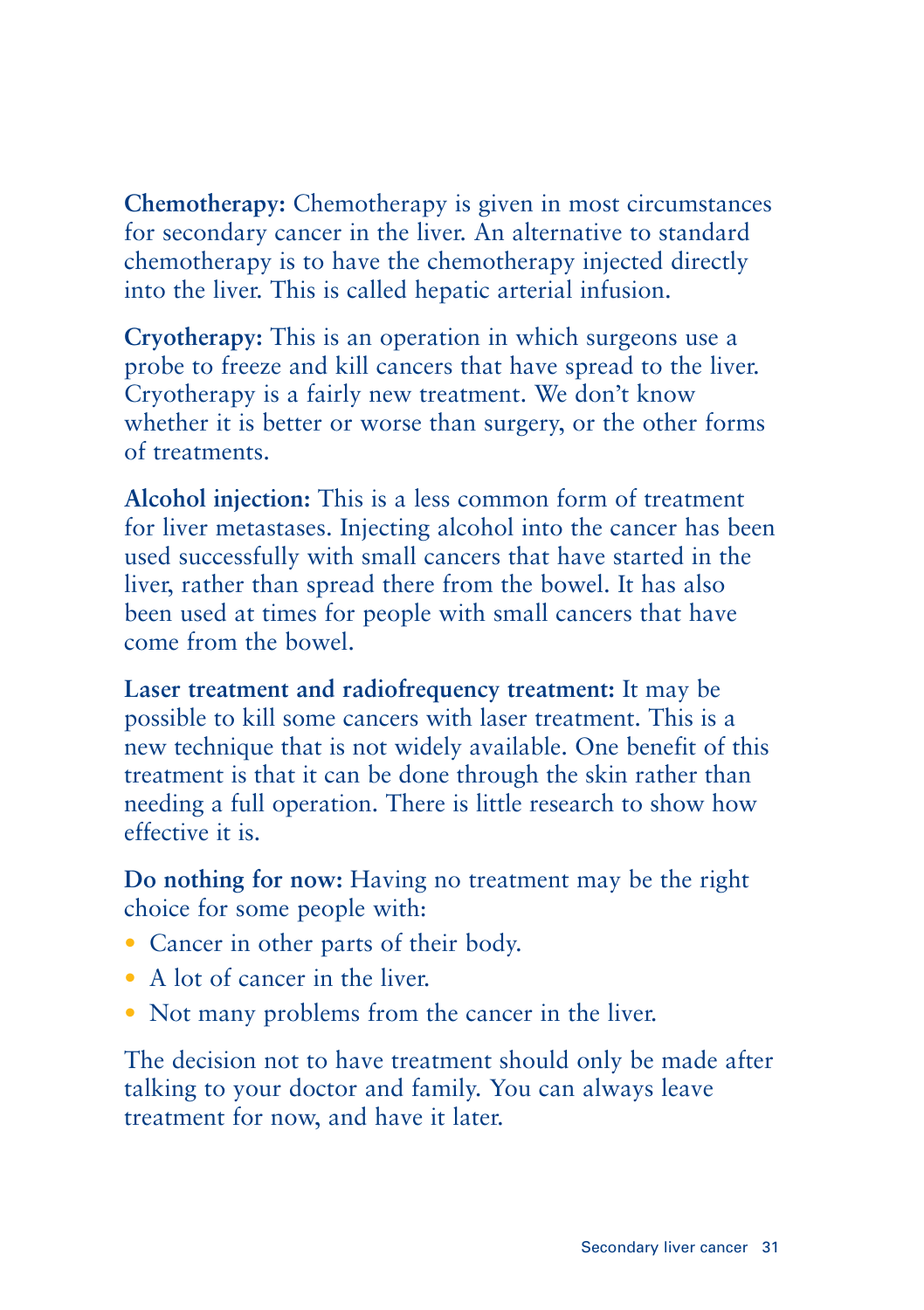**Chemotherapy:** Chemotherapy is given in most circumstances for secondary cancer in the liver. An alternative to standard chemotherapy is to have the chemotherapy injected directly into the liver. This is called hepatic arterial infusion.

**Cryotherapy:** This is an operation in which surgeons use a probe to freeze and kill cancers that have spread to the liver. Cryotherapy is a fairly new treatment. We don't know whether it is better or worse than surgery, or the other forms of treatments.

**Alcohol injection:** This is a less common form of treatment for liver metastases. Injecting alcohol into the cancer has been used successfully with small cancers that have started in the liver, rather than spread there from the bowel. It has also been used at times for people with small cancers that have come from the bowel.

**Laser treatment and radiofrequency treatment:** It may be possible to kill some cancers with laser treatment. This is a new technique that is not widely available. One benefit of this treatment is that it can be done through the skin rather than needing a full operation. There is little research to show how effective it is.

**Do nothing for now:** Having no treatment may be the right choice for some people with:

- Cancer in other parts of their body.
- A lot of cancer in the liver.
- Not many problems from the cancer in the liver.

The decision not to have treatment should only be made after talking to your doctor and family. You can always leave treatment for now, and have it later.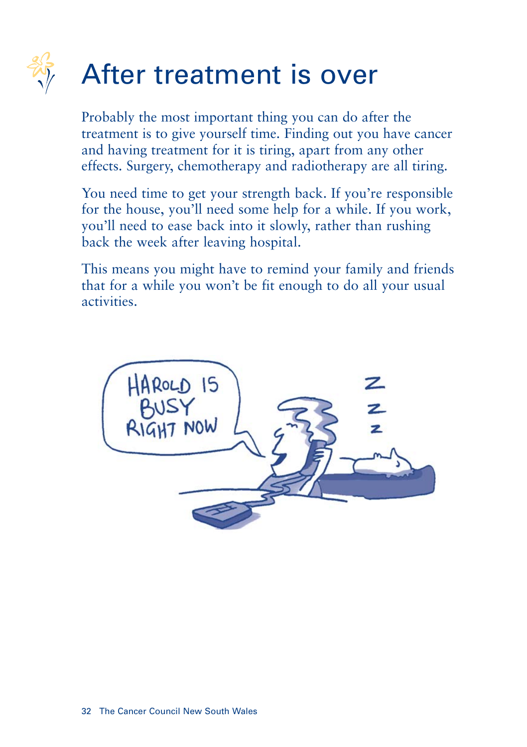# After treatment is over

Probably the most important thing you can do after the treatment is to give yourself time. Finding out you have cancer and having treatment for it is tiring, apart from any other effects. Surgery, chemotherapy and radiotherapy are all tiring.

You need time to get your strength back. If you're responsible for the house, you'll need some help for a while. If you work, you'll need to ease back into it slowly, rather than rushing back the week after leaving hospital.

This means you might have to remind your family and friends that for a while you won't be fit enough to do all your usual activities.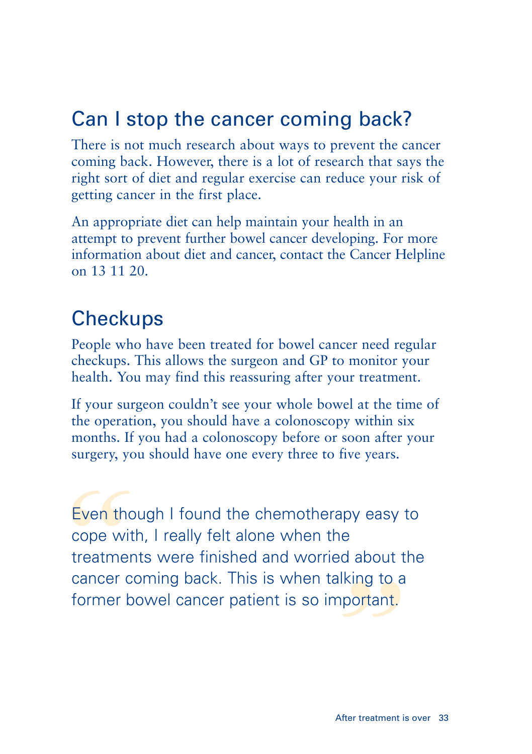## Can I stop the cancer coming back?

There is not much research about ways to prevent the cancer coming back. However, there is a lot of research that says the right sort of diet and regular exercise can reduce your risk of getting cancer in the first place.

An appropriate diet can help maintain your health in an attempt to prevent further bowel cancer developing. For more information about diet and cancer, contact the Cancer Helpline on 13 11 20.

## Checkups

People who have been treated for bowel cancer need regular checkups. This allows the surgeon and GP to monitor your health. You may find this reassuring after your treatment.

If your surgeon couldn't see your whole bowel at the time of the operation, you should have a colonoscopy within six months. If you had a colonoscopy before or soon after your surgery, you should have one every three to five years.

> "Even though I found the chemotherapy easy to cope with, I really felt alone when the treatments were finished and worried about the cancer coming back. This is when talking to a former bowel cancer patient is so important."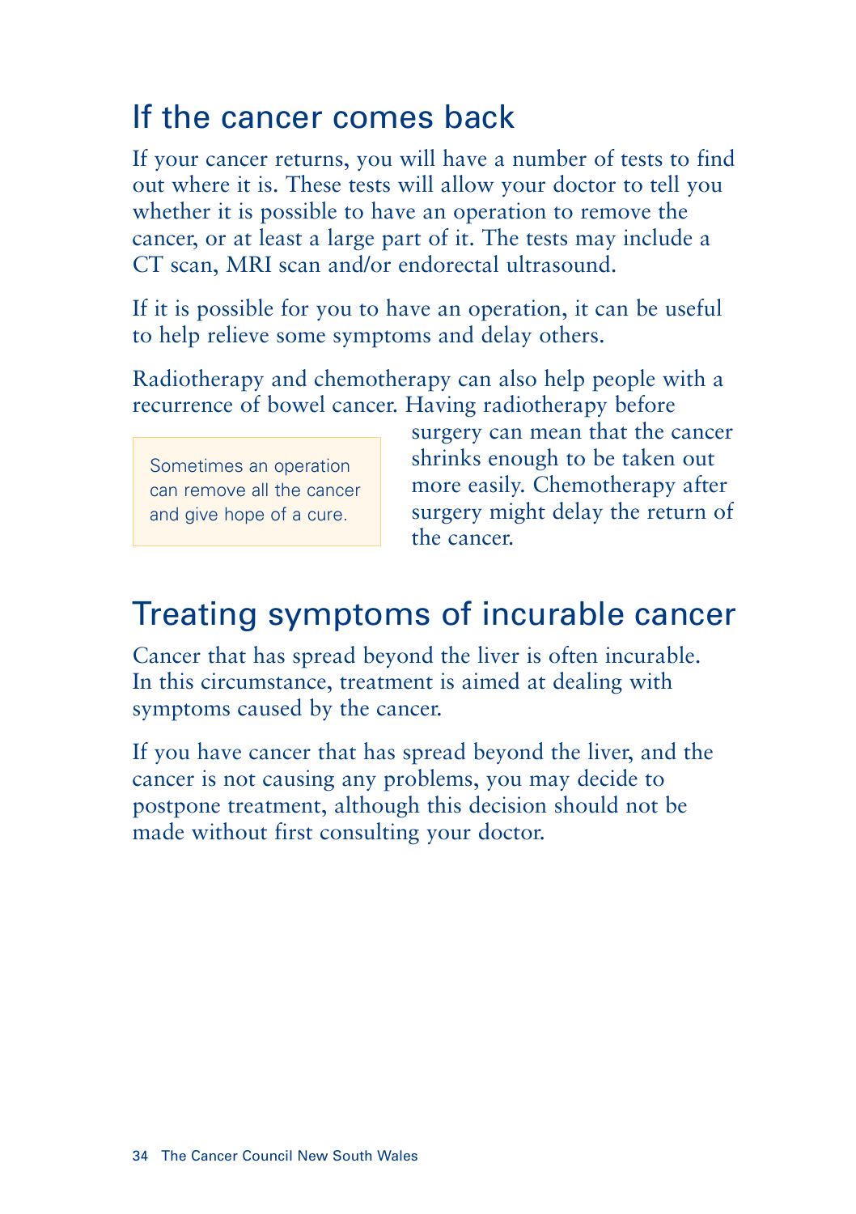## If the cancer comes back

If your cancer returns, you will have a number of tests to find out where it is. These tests will allow your doctor to tell you whether it is possible to have an operation to remove the cancer, or at least a large part of it. The tests may include a CT scan, MRI scan and/or endorectal ultrasound.

If it is possible for you to have an operation, it can be useful to help relieve some symptoms and delay others.

Radiotherapy and chemotherapy can also help people with a recurrence of bowel cancer. Having radiotherapy before surgery can mean that the cancer shrinks enough to be taken out more easily. Chemotherapy after surgery might delay the return of the cancer.

> Sometimes an operation can remove all the cancer and give hope of a cure.

## Treating symptoms of incurable cancer

Cancer that has spread beyond the liver is often incurable. In this circumstance, treatment is aimed at dealing with symptoms caused by the cancer.

If you have cancer that has spread beyond the liver, and the cancer is not causing any problems, you may decide to postpone treatment, although this decision should not be made without first consulting your doctor.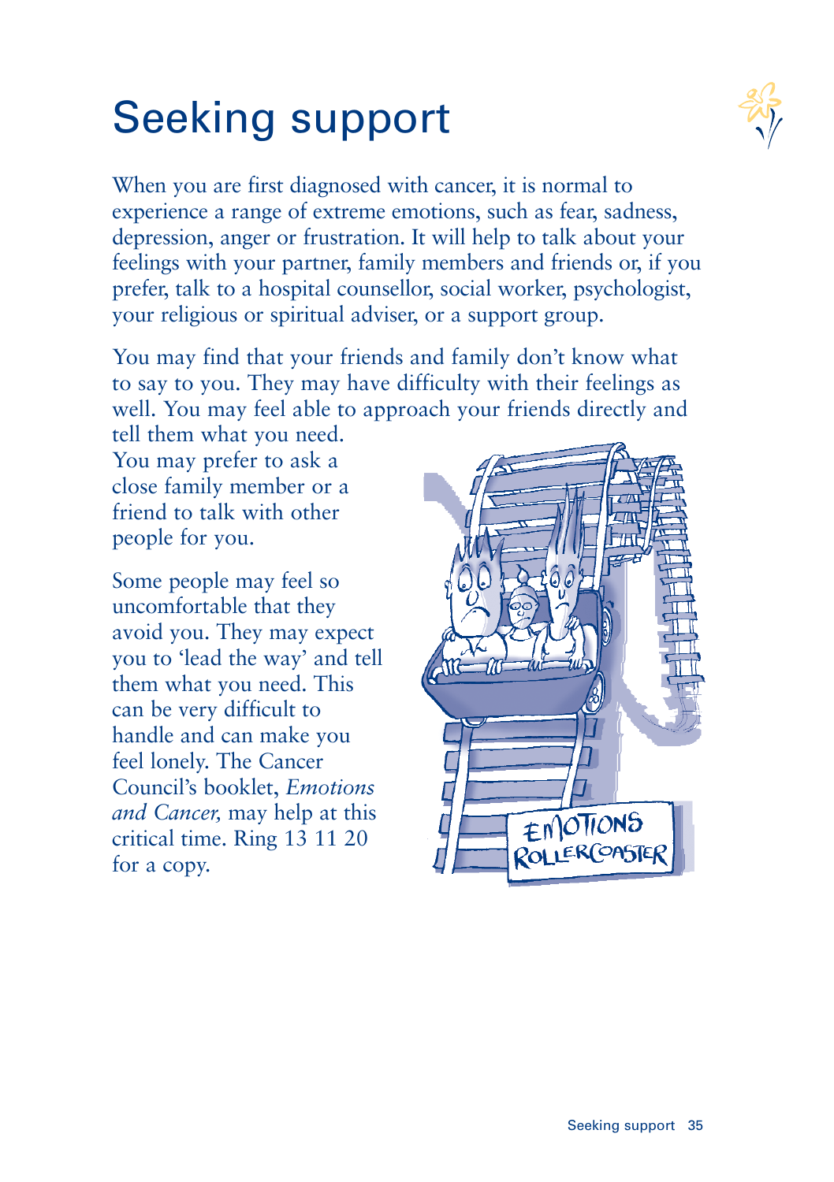# Seeking support

When you are first diagnosed with cancer, it is normal to experience a range of extreme emotions, such as fear, sadness, depression, anger or frustration. It will help to talk about your feelings with your partner, family members and friends or, if you prefer, talk to a hospital counsellor, social worker, psychologist, your religious or spiritual adviser, or a support group.

You may find that your friends and family don't know what to say to you. They may have difficulty with their feelings as well. You may feel able to approach your friends directly and tell them what you need. You may prefer to ask a close family member or a friend to talk with other people for you.

Some people may feel so uncomfortable that they avoid you. They may expect you to 'lead the way' and tell them what you need. This can be very difficult to handle and can make you feel lonely. The Cancer Council's booklet, *Emotions and Cancer,* may help at this critical time. Ring 13 11 20 for a copy.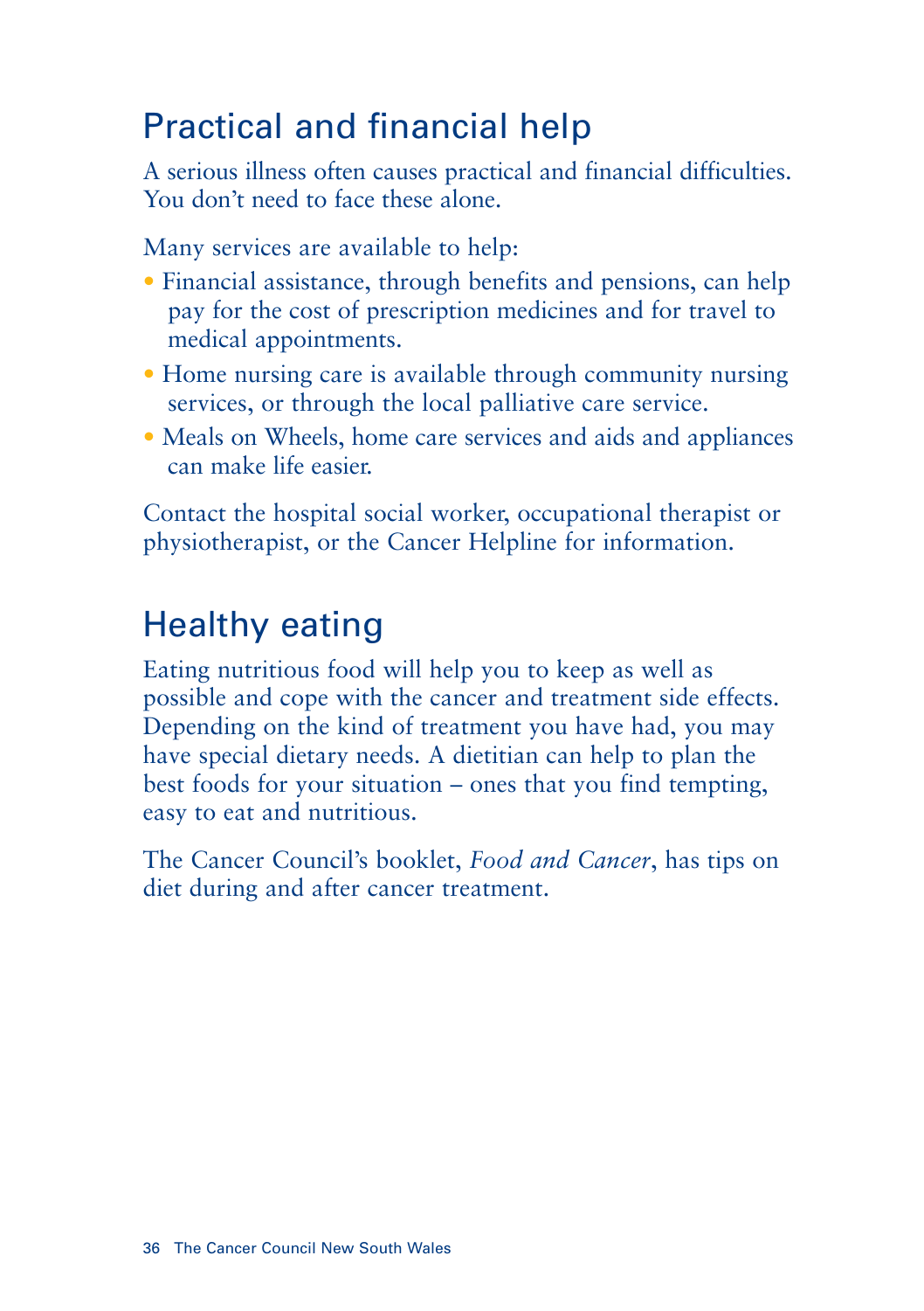## Practical and financial help

A serious illness often causes practical and financial difficulties. You don't need to face these alone.

Many services are available to help:

- Financial assistance, through benefits and pensions, can help pay for the cost of prescription medicines and for travel to medical appointments.
- Home nursing care is available through community nursing services, or through the local palliative care service.
- Meals on Wheels, home care services and aids and appliances can make life easier.

Contact the hospital social worker, occupational therapist or physiotherapist, or the Cancer Helpline for information.

## Healthy eating

Eating nutritious food will help you to keep as well as possible and cope with the cancer and treatment side effects. Depending on the kind of treatment you have had, you may have special dietary needs. A dietitian can help to plan the best foods for your situation – ones that you find tempting, easy to eat and nutritious.

The Cancer Council's booklet, *Food and Cancer*, has tips on diet during and after cancer treatment.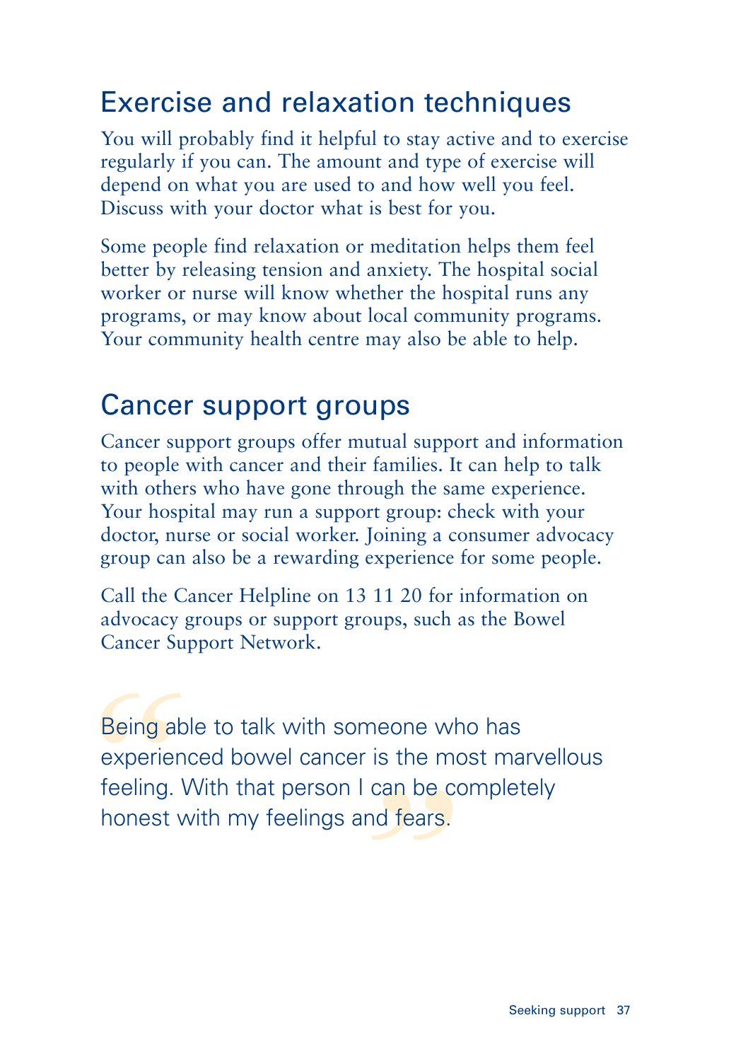## Exercise and relaxation techniques

You will probably find it helpful to stay active and to exercise regularly if you can. The amount and type of exercise will depend on what you are used to and how well you feel. Discuss with your doctor what is best for you.

Some people find relaxation or meditation helps them feel better by releasing tension and anxiety. The hospital social worker or nurse will know whether the hospital runs any programs, or may know about local community programs. Your community health centre may also be able to help.

## Cancer support groups

Cancer support groups offer mutual support and information to people with cancer and their families. It can help to talk with others who have gone through the same experience. Your hospital may run a support group: check with your doctor, nurse or social worker. Joining a consumer advocacy group can also be a rewarding experience for some people.

Call the Cancer Helpline on 13 11 20 for information on advocacy groups or support groups, such as the Bowel Cancer Support Network.

> "Being able to talk with someone who has experienced bowel cancer is the most marvellous feeling. With that person I can be completely honest with my feelings and fears."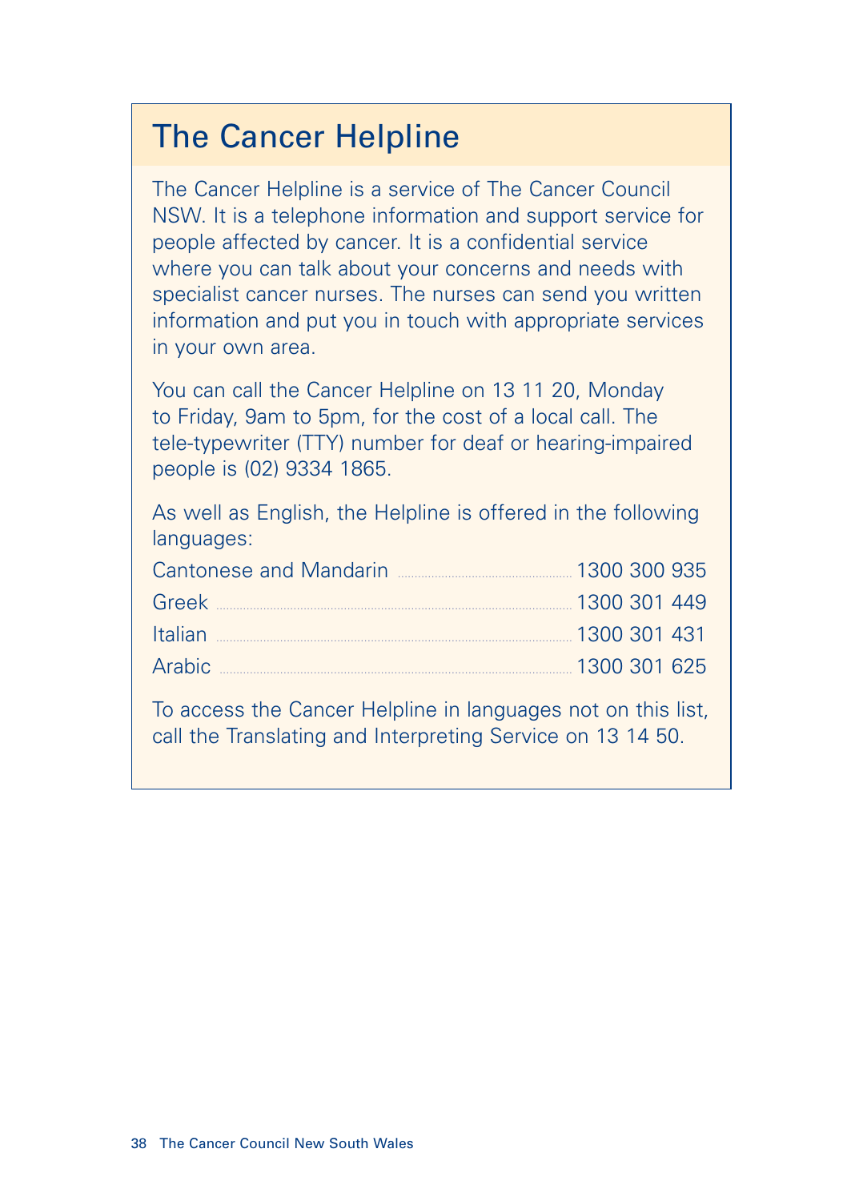## The Cancer Helpline

The Cancer Helpline is a service of The Cancer Council NSW. It is a telephone information and support service for people affected by cancer. It is a confidential service where you can talk about your concerns and needs with specialist cancer nurses. The nurses can send you written information and put you in touch with appropriate services in your own area.

You can call the Cancer Helpline on 13 11 20, Monday to Friday, 9am to 5pm, for the cost of a local call. The tele-typewriter (TTY) number for deaf or hearing-impaired people is (02) 9334 1865.

As well as English, the Helpline is offered in the following languages:

| Language | Number |
| --- | --- |
| Cantonese and Mandarin | 1300 300 935 |
| Greek | 1300 301 449 |
| Italian | 1300 301 431 |
| Arabic | 1300 301 625 |

To access the Cancer Helpline in languages not on this list, call the Translating and Interpreting Service on 13 14 50.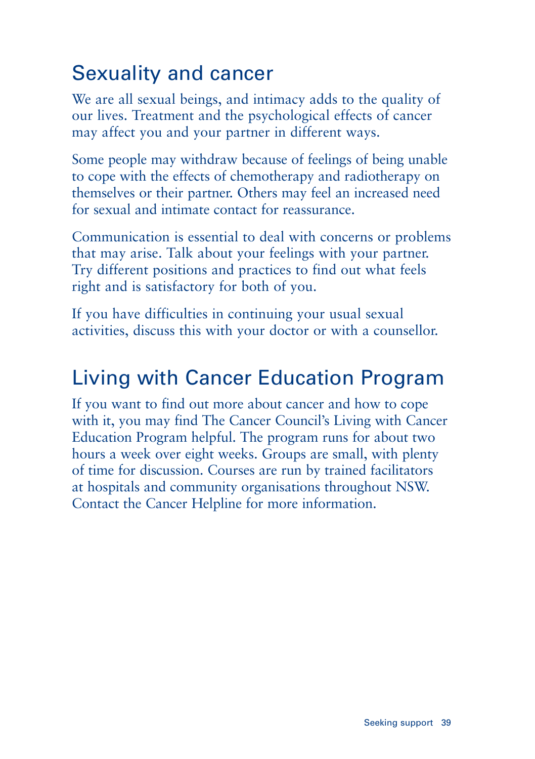## Sexuality and cancer

We are all sexual beings, and intimacy adds to the quality of our lives. Treatment and the psychological effects of cancer may affect you and your partner in different ways.

Some people may withdraw because of feelings of being unable to cope with the effects of chemotherapy and radiotherapy on themselves or their partner. Others may feel an increased need for sexual and intimate contact for reassurance.

Communication is essential to deal with concerns or problems that may arise. Talk about your feelings with your partner. Try different positions and practices to find out what feels right and is satisfactory for both of you.

If you have difficulties in continuing your usual sexual activities, discuss this with your doctor or with a counsellor.

## Living with Cancer Education Program

If you want to find out more about cancer and how to cope with it, you may find The Cancer Council's Living with Cancer Education Program helpful. The program runs for about two hours a week over eight weeks. Groups are small, with plenty of time for discussion. Courses are run by trained facilitators at hospitals and community organisations throughout NSW. Contact the Cancer Helpline for more information.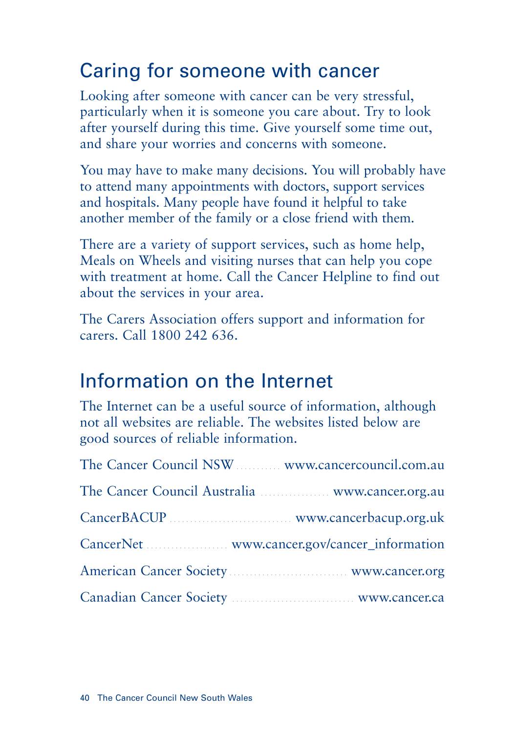## Caring for someone with cancer

Looking after someone with cancer can be very stressful, particularly when it is someone you care about. Try to look after yourself during this time. Give yourself some time out, and share your worries and concerns with someone.

You may have to make many decisions. You will probably have to attend many appointments with doctors, support services and hospitals. Many people have found it helpful to take another member of the family or a close friend with them.

There are a variety of support services, such as home help, Meals on Wheels and visiting nurses that can help you cope with treatment at home. Call the Cancer Helpline to find out about the services in your area.

The Carers Association offers support and information for carers. Call 1800 242 636.

## Information on the Internet

The Internet can be a useful source of information, although not all websites are reliable. The websites listed below are good sources of reliable information.

The Cancer Council NSW .......... www.cancercouncil.com.au

The Cancer Council Australia .......... www.cancer.org.au

CancerBACUP .......... www.cancerbacup.org.uk

CancerNet .......... www.cancer.gov/cancer_information

American Cancer Society .......... www.cancer.org

Canadian Cancer Society .......... www.cancer.ca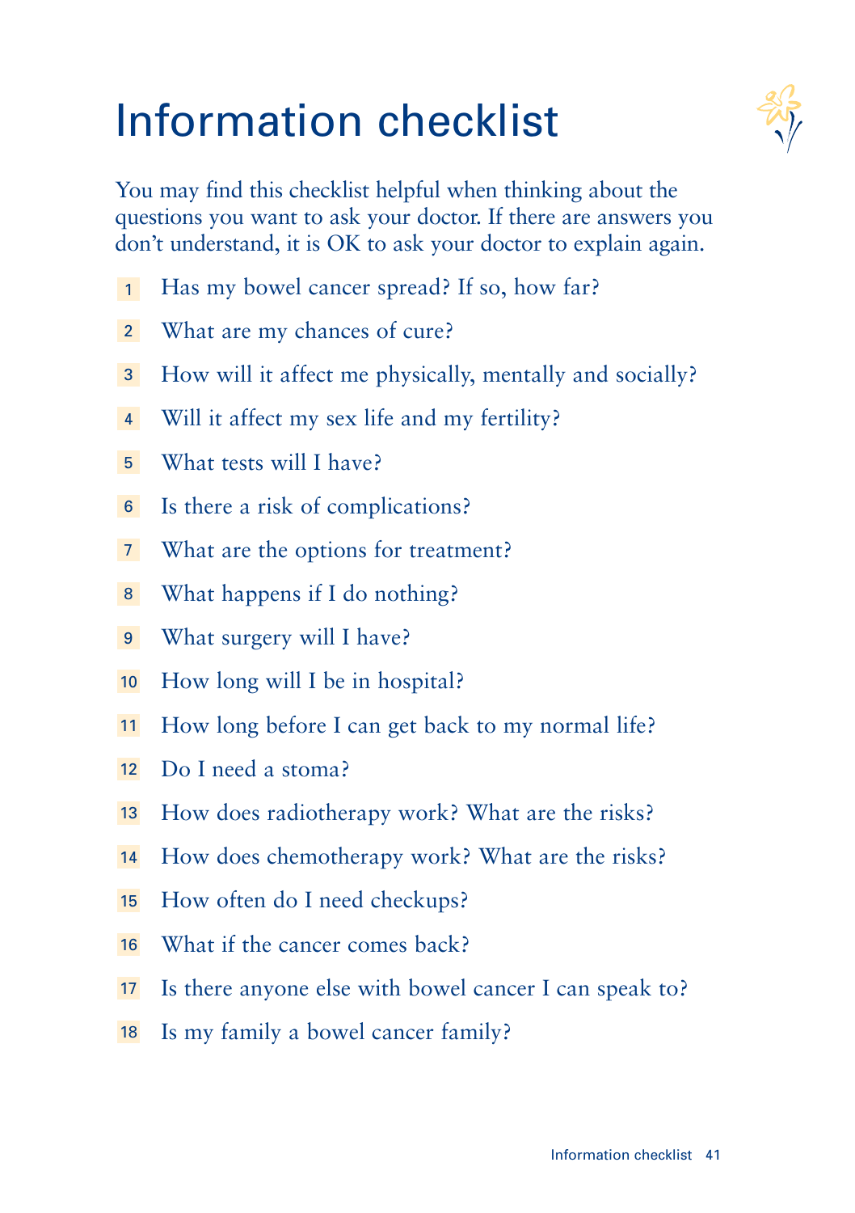# Information checklist

You may find this checklist helpful when thinking about the questions you want to ask your doctor. If there are answers you don't understand, it is OK to ask your doctor to explain again.

1. Has my bowel cancer spread? If so, how far?
2. What are my chances of cure?
3. How will it affect me physically, mentally and socially?
4. Will it affect my sex life and my fertility?
5. What tests will I have?
6. Is there a risk of complications?
7. What are the options for treatment?
8. What happens if I do nothing?
9. What surgery will I have?
10. How long will I be in hospital?
11. How long before I can get back to my normal life?
12. Do I need a stoma?
13. How does radiotherapy work? What are the risks?
14. How does chemotherapy work? What are the risks?
15. How often do I need checkups?
16. What if the cancer comes back?
17. Is there anyone else with bowel cancer I can speak to?
18. Is my family a bowel cancer family?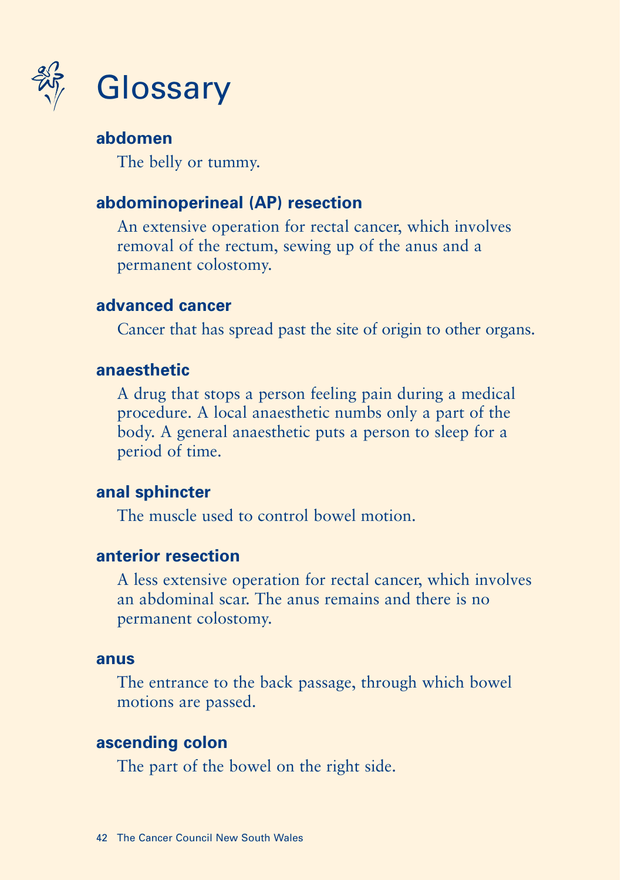# Glossary

**abdomen**

The belly or tummy.

**abdominoperineal (AP) resection**

An extensive operation for rectal cancer, which involves removal of the rectum, sewing up of the anus and a permanent colostomy.

**advanced cancer**

Cancer that has spread past the site of origin to other organs.

**anaesthetic**

A drug that stops a person feeling pain during a medical procedure. A local anaesthetic numbs only a part of the body. A general anaesthetic puts a person to sleep for a period of time.

**anal sphincter**

The muscle used to control bowel motion.

**anterior resection**

A less extensive operation for rectal cancer, which involves an abdominal scar. The anus remains and there is no permanent colostomy.

**anus**

The entrance to the back passage, through which bowel motions are passed.

**ascending colon**

The part of the bowel on the right side.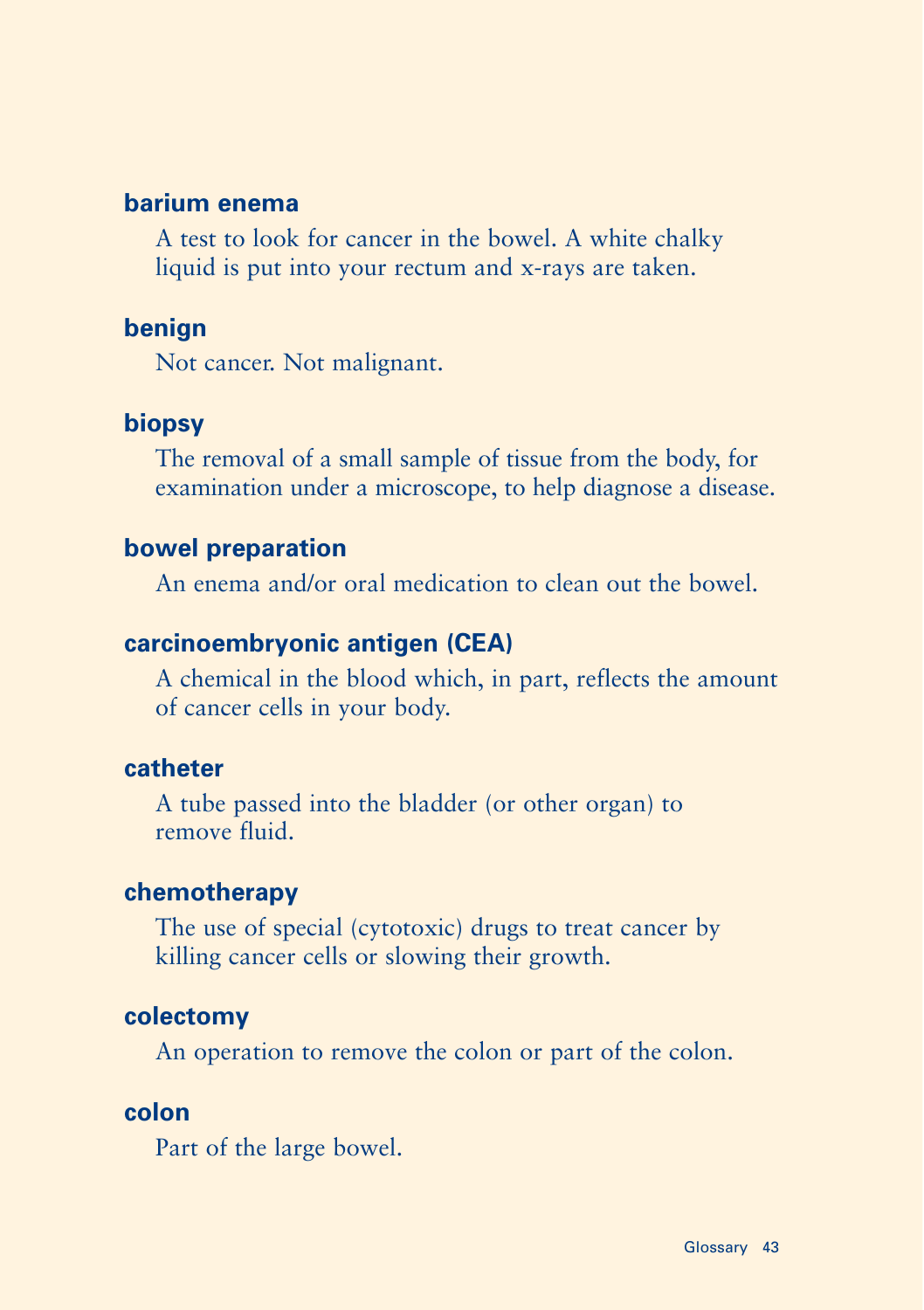**barium enema**

A test to look for cancer in the bowel. A white chalky liquid is put into your rectum and x-rays are taken.

**benign**

Not cancer. Not malignant.

**biopsy**

The removal of a small sample of tissue from the body, for examination under a microscope, to help diagnose a disease.

**bowel preparation**

An enema and/or oral medication to clean out the bowel.

**carcinoembryonic antigen (CEA)**

A chemical in the blood which, in part, reflects the amount of cancer cells in your body.

**catheter**

A tube passed into the bladder (or other organ) to remove fluid.

**chemotherapy**

The use of special (cytotoxic) drugs to treat cancer by killing cancer cells or slowing their growth.

**colectomy**

An operation to remove the colon or part of the colon.

**colon**

Part of the large bowel.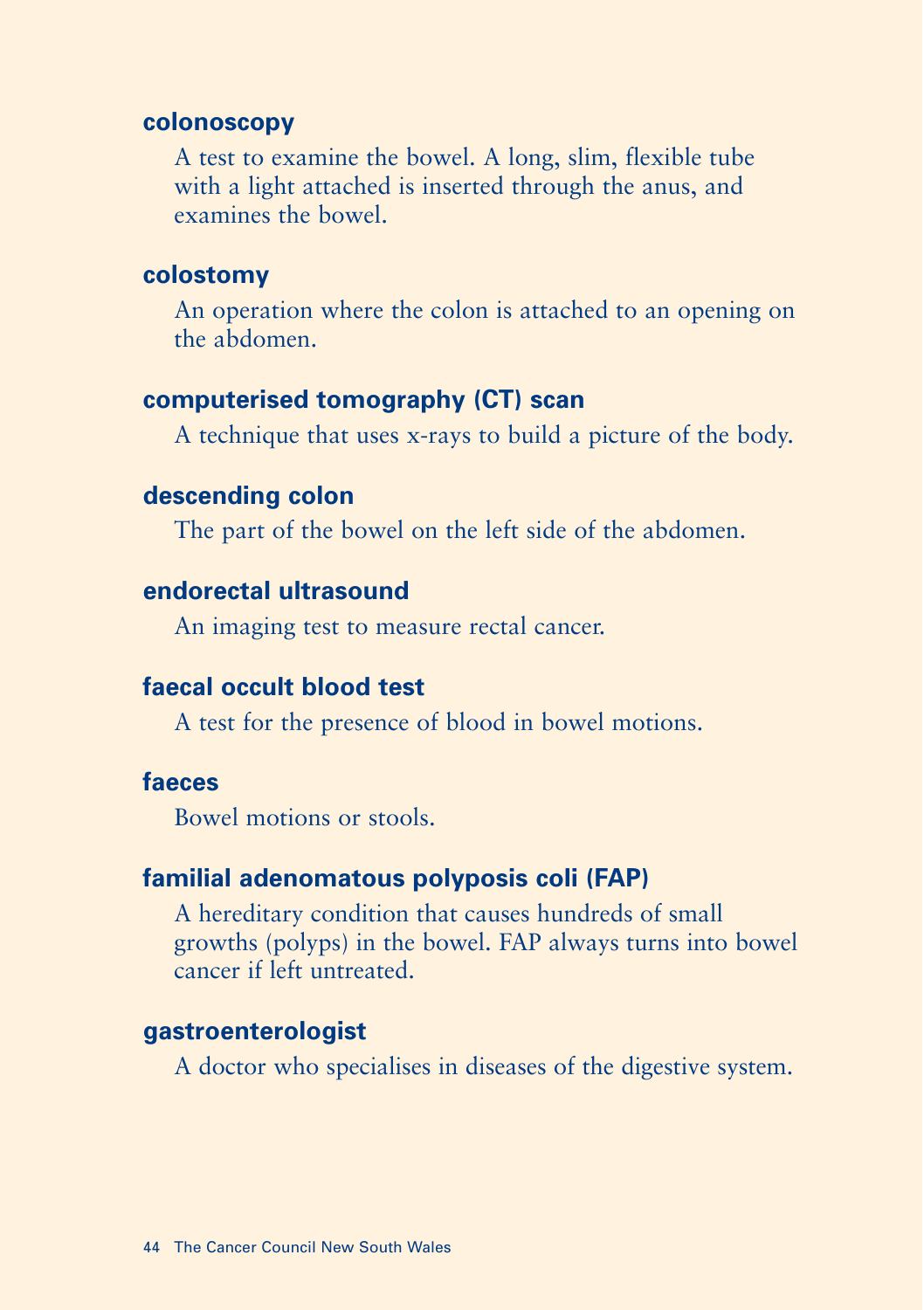**colonoscopy**

A test to examine the bowel. A long, slim, flexible tube with a light attached is inserted through the anus, and examines the bowel.

**colostomy**

An operation where the colon is attached to an opening on the abdomen.

**computerised tomography (CT) scan**

A technique that uses x-rays to build a picture of the body.

**descending colon**

The part of the bowel on the left side of the abdomen.

**endorectal ultrasound**

An imaging test to measure rectal cancer.

**faecal occult blood test**

A test for the presence of blood in bowel motions.

**faeces**

Bowel motions or stools.

**familial adenomatous polyposis coli (FAP)**

A hereditary condition that causes hundreds of small growths (polyps) in the bowel. FAP always turns into bowel cancer if left untreated.

**gastroenterologist**

A doctor who specialises in diseases of the digestive system.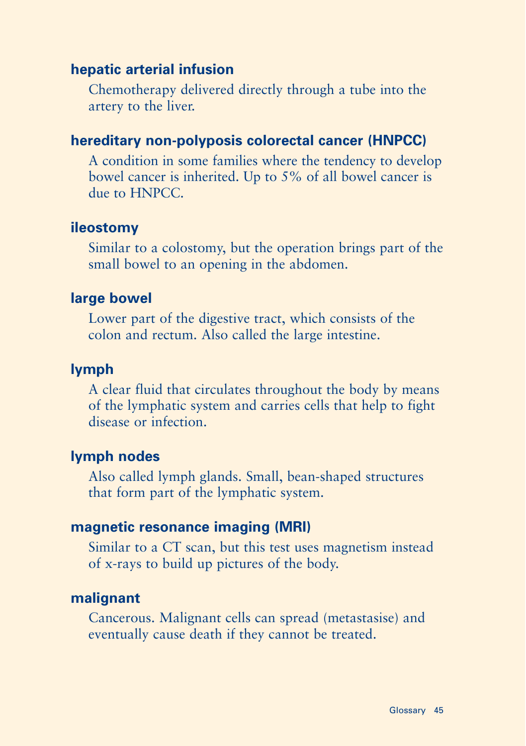**hepatic arterial infusion**

Chemotherapy delivered directly through a tube into the artery to the liver.

**hereditary non-polyposis colorectal cancer (HNPCC)**

A condition in some families where the tendency to develop bowel cancer is inherited. Up to 5% of all bowel cancer is due to HNPCC.

**ileostomy**

Similar to a colostomy, but the operation brings part of the small bowel to an opening in the abdomen.

**large bowel**

Lower part of the digestive tract, which consists of the colon and rectum. Also called the large intestine.

**lymph**

A clear fluid that circulates throughout the body by means of the lymphatic system and carries cells that help to fight disease or infection.

**lymph nodes**

Also called lymph glands. Small, bean-shaped structures that form part of the lymphatic system.

**magnetic resonance imaging (MRI)**

Similar to a CT scan, but this test uses magnetism instead of x-rays to build up pictures of the body.

**malignant**

Cancerous. Malignant cells can spread (metastasise) and eventually cause death if they cannot be treated.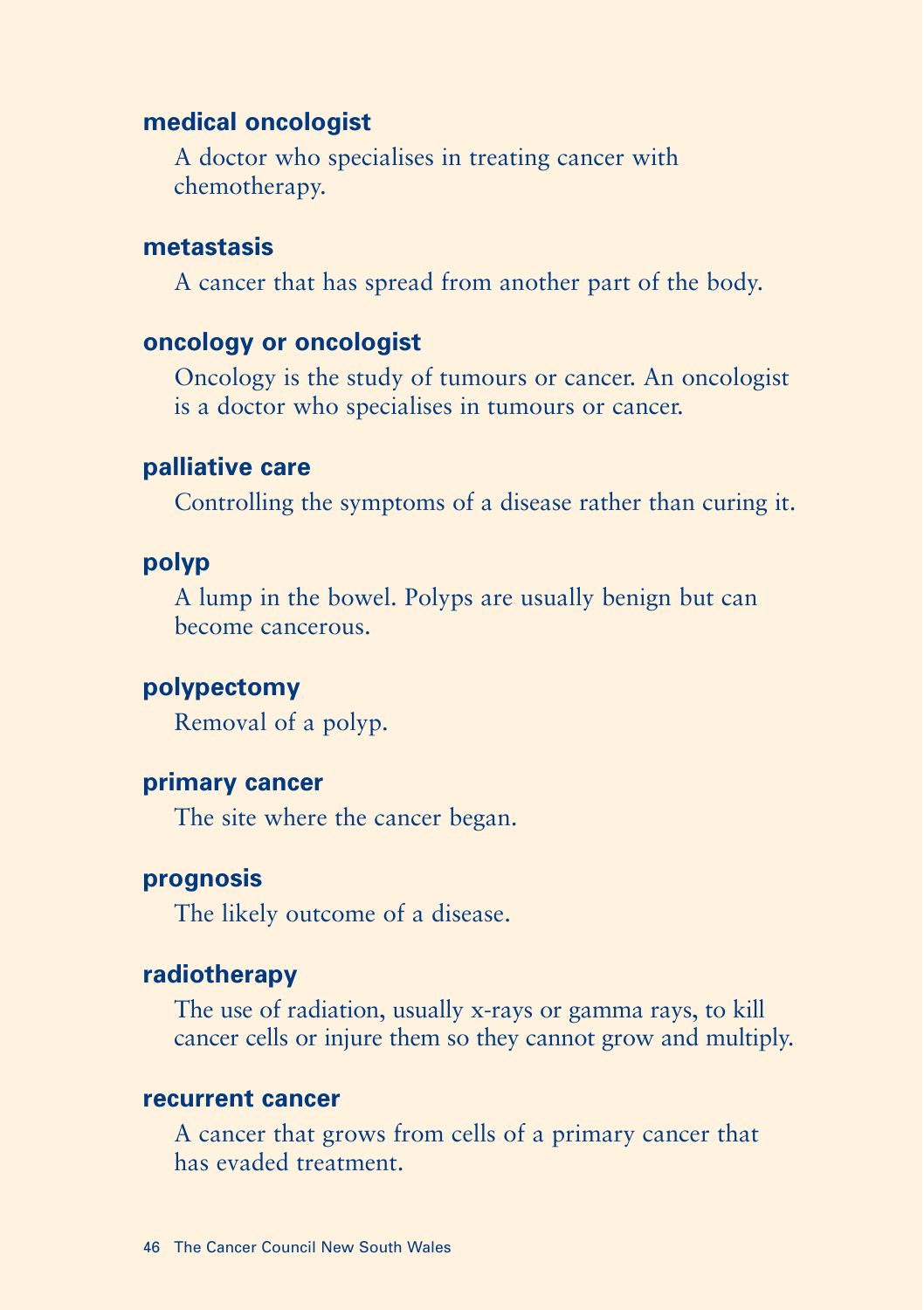**medical oncologist**

A doctor who specialises in treating cancer with chemotherapy.

**metastasis**

A cancer that has spread from another part of the body.

**oncology or oncologist**

Oncology is the study of tumours or cancer. An oncologist is a doctor who specialises in tumours or cancer.

**palliative care**

Controlling the symptoms of a disease rather than curing it.

**polyp**

A lump in the bowel. Polyps are usually benign but can become cancerous.

**polypectomy**

Removal of a polyp.

**primary cancer**

The site where the cancer began.

**prognosis**

The likely outcome of a disease.

**radiotherapy**

The use of radiation, usually x-rays or gamma rays, to kill cancer cells or injure them so they cannot grow and multiply.

**recurrent cancer**

A cancer that grows from cells of a primary cancer that has evaded treatment.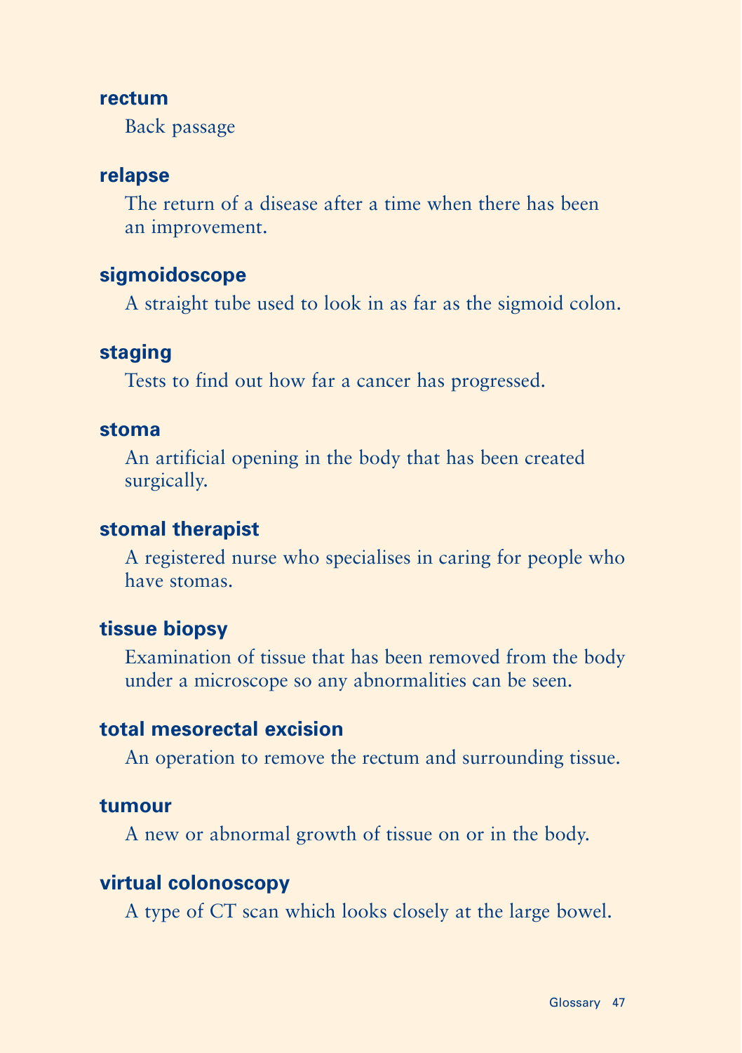**rectum**

Back passage

**relapse**

The return of a disease after a time when there has been an improvement.

**sigmoidoscope**

A straight tube used to look in as far as the sigmoid colon.

**staging**

Tests to find out how far a cancer has progressed.

**stoma**

An artificial opening in the body that has been created surgically.

**stomal therapist**

A registered nurse who specialises in caring for people who have stomas.

**tissue biopsy**

Examination of tissue that has been removed from the body under a microscope so any abnormalities can be seen.

**total mesorectal excision**

An operation to remove the rectum and surrounding tissue.

**tumour**

A new or abnormal growth of tissue on or in the body.

**virtual colonoscopy**

A type of CT scan which looks closely at the large bowel.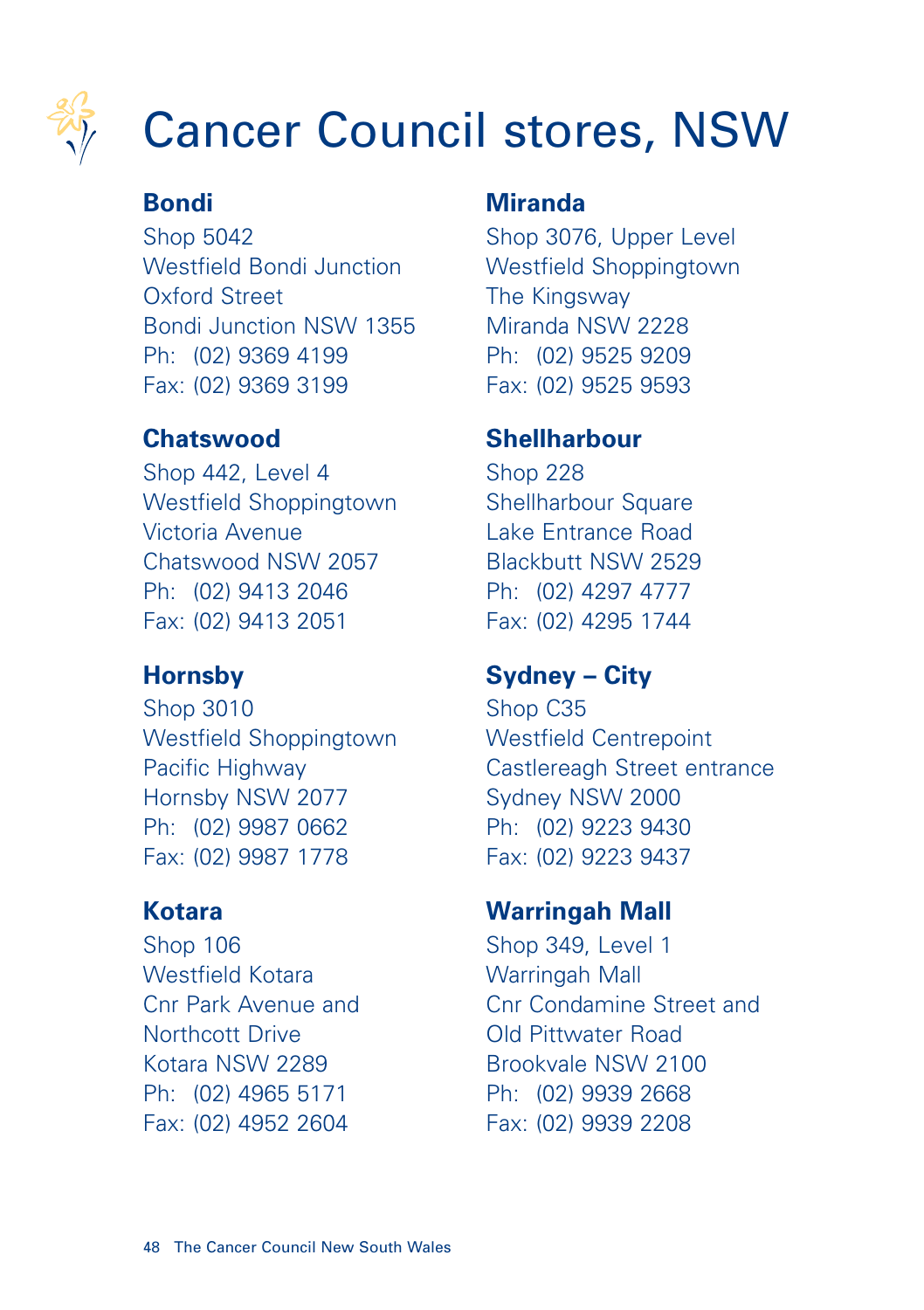# Cancer Council stores, NSW

**Bondi**
Shop 5042
Westfield Bondi Junction
Oxford Street
Bondi Junction NSW 1355
Ph: (02) 9369 4199
Fax: (02) 9369 3199

**Chatswood**
Shop 442, Level 4
Westfield Shoppingtown
Victoria Avenue
Chatswood NSW 2057
Ph: (02) 9413 2046
Fax: (02) 9413 2051

**Hornsby**
Shop 3010
Westfield Shoppingtown
Pacific Highway
Hornsby NSW 2077
Ph: (02) 9987 0662
Fax: (02) 9987 1778

**Kotara**
Shop 106
Westfield Kotara
Cnr Park Avenue and
Northcott Drive
Kotara NSW 2289
Ph: (02) 4965 5171
Fax: (02) 4952 2604

**Miranda**
Shop 3076, Upper Level
Westfield Shoppingtown
The Kingsway
Miranda NSW 2228
Ph: (02) 9525 9209
Fax: (02) 9525 9593

**Shellharbour**
Shop 228
Shellharbour Square
Lake Entrance Road
Blackbutt NSW 2529
Ph: (02) 4297 4777
Fax: (02) 4295 1744

**Sydney – City**
Shop C35
Westfield Centrepoint
Castlereagh Street entrance
Sydney NSW 2000
Ph: (02) 9223 9430
Fax: (02) 9223 9437

**Warringah Mall**
Shop 349, Level 1
Warringah Mall
Cnr Condamine Street and
Old Pittwater Road
Brookvale NSW 2100
Ph: (02) 9939 2668
Fax: (02) 9939 2208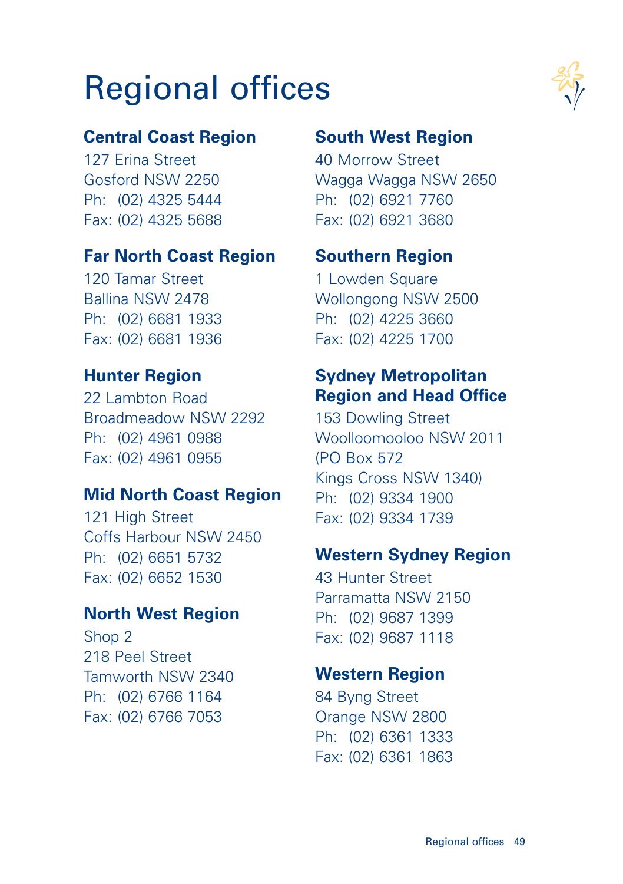# Regional offices

## Central Coast Region

127 Erina Street
Gosford NSW 2250
Ph: (02) 4325 5444
Fax: (02) 4325 5688

## Far North Coast Region

120 Tamar Street
Ballina NSW 2478
Ph: (02) 6681 1933
Fax: (02) 6681 1936

## Hunter Region

22 Lambton Road
Broadmeadow NSW 2292
Ph: (02) 4961 0988
Fax: (02) 4961 0955

## Mid North Coast Region

121 High Street
Coffs Harbour NSW 2450
Ph: (02) 6651 5732
Fax: (02) 6652 1530

## North West Region

Shop 2
218 Peel Street
Tamworth NSW 2340
Ph: (02) 6766 1164
Fax: (02) 6766 7053

## South West Region

40 Morrow Street
Wagga Wagga NSW 2650
Ph: (02) 6921 7760
Fax: (02) 6921 3680

## Southern Region

1 Lowden Square
Wollongong NSW 2500
Ph: (02) 4225 3660
Fax: (02) 4225 1700

## Sydney Metropolitan Region and Head Office

153 Dowling Street
Woolloomooloo NSW 2011
(PO Box 572
Kings Cross NSW 1340)
Ph: (02) 9334 1900
Fax: (02) 9334 1739

## Western Sydney Region

43 Hunter Street
Parramatta NSW 2150
Ph: (02) 9687 1399
Fax: (02) 9687 1118

## Western Region

84 Byng Street
Orange NSW 2800
Ph: (02) 6361 1333
Fax: (02) 6361 1863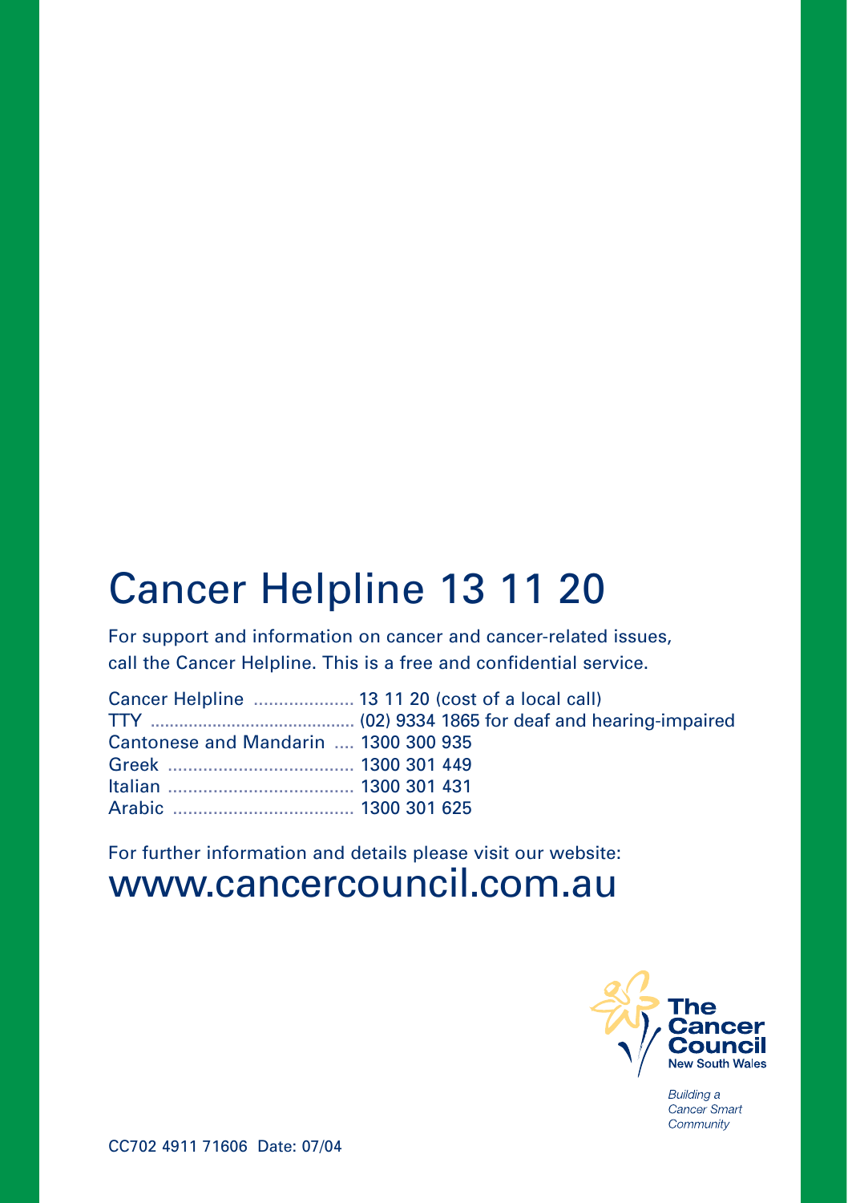# Cancer Helpline 13 11 20

For support and information on cancer and cancer-related issues, call the Cancer Helpline. This is a free and confidential service.

| | |
|---|---|
| Cancer Helpline | 13 11 20 (cost of a local call) |
| TTY | (02) 9334 1865 for deaf and hearing-impaired |
| Cantonese and Mandarin | 1300 300 935 |
| Greek | 1300 301 449 |
| Italian | 1300 301 431 |
| Arabic | 1300 301 625 |

For further information and details please visit our website:

## www.cancercouncil.com.au

**The Cancer Council**
New South Wales

*Building a Cancer Smart Community*

CC702 4911 71606 Date: 07/04